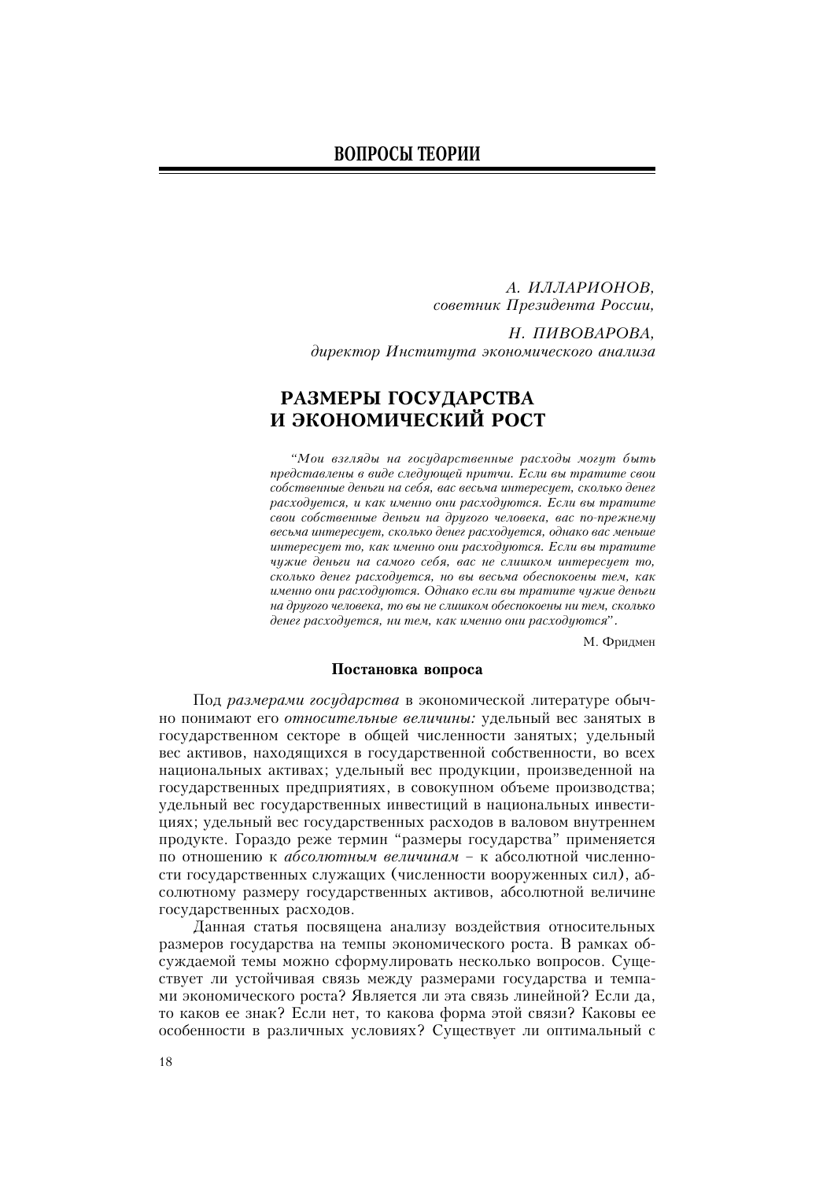## ВОПРОСЫ ТЕОРИИ

*А. ИЛЛАРИОНОВ,*
*советник Президента России,*

*Н. ПИВОВАРОВА,*
*директор Института экономического анализа*

# РАЗМЕРЫ ГОСУДАРСТВА И ЭКОНОМИЧЕСКИЙ РОСТ

*"Мои взгляды на государственные расходы могут быть представлены в виде следующей притчи. Если вы тратите свои собственные деньги на себя, вас весьма интересует, сколько денег расходуется, и как именно они расходуются. Если вы тратите свои собственные деньги на другого человека, вас по-прежнему весьма интересует, сколько денег расходуется, однако вас меньше интересует то, как именно они расходуются. Если вы тратите чужие деньги на самого себя, вас не слишком интересует то, сколько денег расходуется, но вы весьма обеспокоены тем, как именно они расходуются. Однако если вы тратите чужие деньги на другого человека, то вы не слишком обеспокоены ни тем, сколько денег расходуется, ни тем, как именно они расходуются".*

М. Фридмен

### Постановка вопроса

Под *размерами государства* в экономической литературе обычно понимают его *относительные величины:* удельный вес занятых в государственном секторе в общей численности занятых; удельный вес активов, находящихся в государственной собственности, во всех национальных активах; удельный вес продукции, произведенной на государственных предприятиях, в совокупном объеме производства; удельный вес государственных инвестиций в национальных инвестициях; удельный вес государственных расходов в валовом внутреннем продукте. Гораздо реже термин "размеры государства" применяется по отношению к *абсолютным величинам* – к абсолютной численности государственных служащих (численности вооруженных сил), абсолютному размеру государственных активов, абсолютной величине государственных расходов.

Данная статья посвящена анализу воздействия относительных размеров государства на темпы экономического роста. В рамках обсуждаемой темы можно сформулировать несколько вопросов. Существует ли устойчивая связь между размерами государства и темпами экономического роста? Является ли эта связь линейной? Если да, то каков ее знак? Если нет, то какова форма этой связи? Каковы ее особенности в различных условиях? Существует ли оптимальный с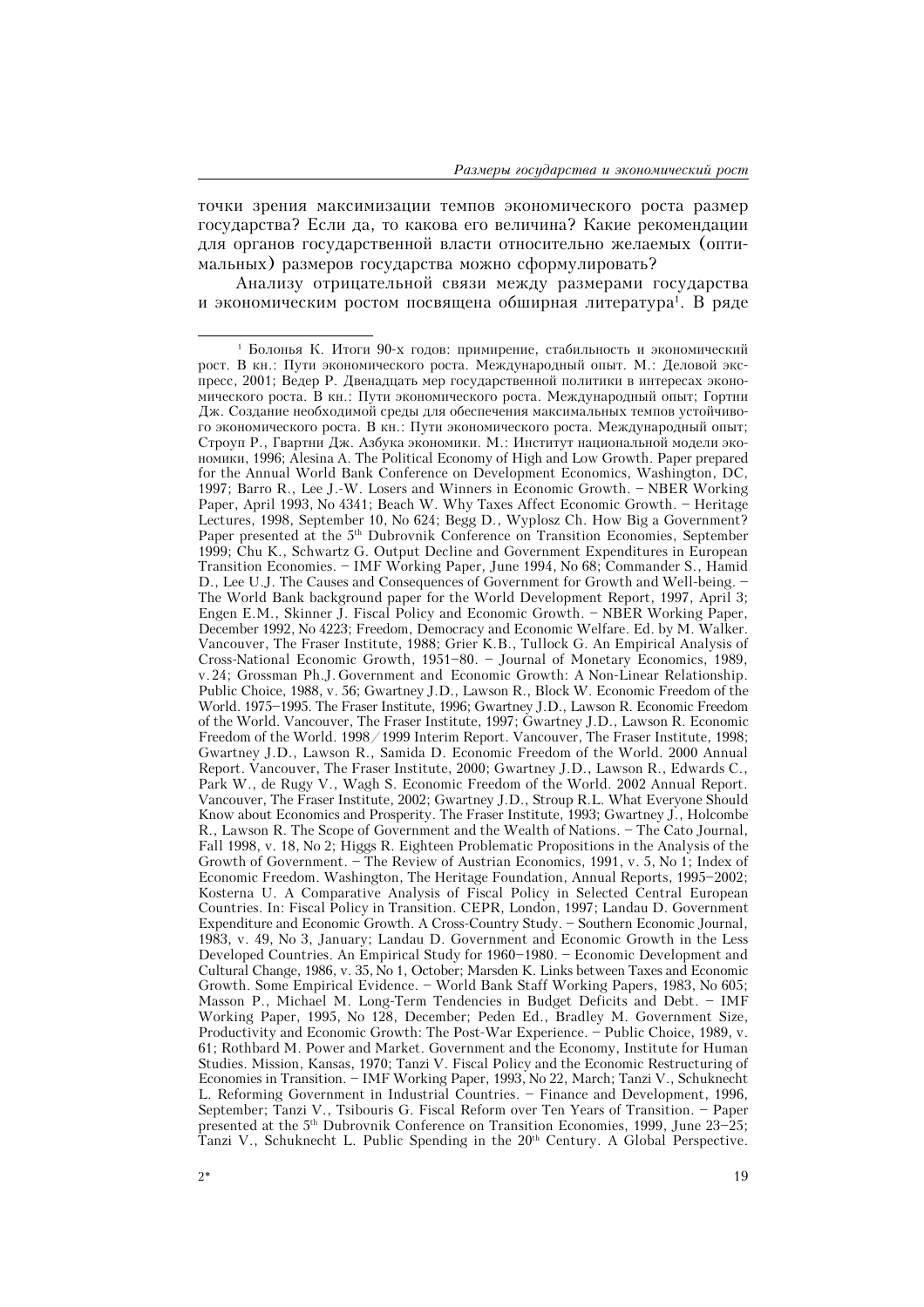точки зрения максимизации темпов экономического роста размер государства? Если да, то какова его величина? Какие рекомендации для органов государственной власти относительно желаемых (оптимальных) размеров государства можно сформулировать?

Анализу отрицательной связи между размерами государства и экономическим ростом посвящена обширная литература[1]. В ряде

---

[1] Болонья К. Итоги 90-х годов: примирение, стабильность и экономический рост. В кн.: Пути экономического роста. Международный опыт. М.: Деловой экспресс, 2001; Ведер Р. Двенадцать мер государственной политики в интересах экономического роста. В кн.: Пути экономического роста. Международный опыт; Гортни Дж. Создание необходимой среды для обеспечения максимальных темпов устойчивого экономического роста. В кн.: Пути экономического роста. Международный опыт; Строуп Р., Гвартни Дж. Азбука экономики. М.: Институт национальной модели экономики, 1996; Alesina A. The Political Economy of High and Low Growth. Paper prepared for the Annual World Bank Conference on Development Economics, Washington, DC, 1997; Barro R., Lee J.-W. Losers and Winners in Economic Growth. – NBER Working Paper, April 1993, No 4341; Beach W. Why Taxes Affect Economic Growth. – Heritage Lectures, 1998, September 10, No 624; Begg D., Wyplosz Ch. How Big a Government? Paper presented at the 5th Dubrovnik Conference on Transition Economies, September 1999; Chu K., Schwartz G. Output Decline and Government Expenditures in European Transition Economies. – IMF Working Paper, June 1994, No 68; Commander S., Hamid D., Lee U.J. The Causes and Consequences of Government for Growth and Well-being. – The World Bank background paper for the World Development Report, 1997, April 3; Engen E.M., Skinner J. Fiscal Policy and Economic Growth. – NBER Working Paper, December 1992, No 4223; Freedom, Democracy and Economic Welfare. Ed. by M. Walker. Vancouver, The Fraser Institute, 1988; Grier K.B., Tullock G. An Empirical Analysis of Cross-National Economic Growth, 1951–80. – Journal of Monetary Economics, 1989, v. 24; Grossman Ph.J. Government and Economic Growth: A Non-Linear Relationship. Public Choice, 1988, v. 56; Gwartney J.D., Lawson R., Block W. Economic Freedom of the World. 1975–1995. The Fraser Institute, 1996; Gwartney J.D., Lawson R. Economic Freedom of the World. Vancouver, The Fraser Institute, 1997; Gwartney J.D., Lawson R. Economic Freedom of the World. 1998/1999 Interim Report. Vancouver, The Fraser Institute, 1998; Gwartney J.D., Lawson R., Samida D. Economic Freedom of the World. 2000 Annual Report. Vancouver, The Fraser Institute, 2000; Gwartney J.D., Lawson R., Edwards C., Park W., de Rugy V., Wagh S. Economic Freedom of the World. 2002 Annual Report. Vancouver, The Fraser Institute, 2002; Gwartney J.D., Stroup R.L. What Everyone Should Know about Economics and Prosperity. The Fraser Institute, 1993; Gwartney J., Holcombe R., Lawson R. The Scope of Government and the Wealth of Nations. – The Cato Journal, Fall 1998, v. 18, No 2; Higgs R. Eighteen Problematic Propositions in the Analysis of the Growth of Government. – The Review of Austrian Economics, 1991, v. 5, No 1; Index of Economic Freedom. Washington, The Heritage Foundation, Annual Reports, 1995–2002; Kosterna U. A Comparative Analysis of Fiscal Policy in Selected Central European Countries. In: Fiscal Policy in Transition. CEPR, London, 1997; Landau D. Government Expenditure and Economic Growth. A Cross-Country Study. – Southern Economic Journal, 1983, v. 49, No 3, January; Landau D. Government and Economic Growth in the Less Developed Countries. An Empirical Study for 1960–1980. – Economic Development and Cultural Change, 1986, v. 35, No 1, October; Marsden K. Links between Taxes and Economic Growth. Some Empirical Evidence. – World Bank Staff Working Papers, 1983, No 605; Masson P., Michael M. Long-Term Tendencies in Budget Deficits and Debt. – IMF Working Paper, 1995, No 128, December; Peden Ed., Bradley M. Government Size, Productivity and Economic Growth: The Post-War Experience. – Public Choice, 1989, v. 61; Rothbard M. Power and Market. Government and the Economy, Institute for Human Studies. Mission, Kansas, 1970; Tanzi V. Fiscal Policy and the Economic Restructuring of Economies in Transition. – IMF Working Paper, 1993, No 22, March; Tanzi V., Schuknecht L. Reforming Government in Industrial Countries. – Finance and Development, 1996, September; Tanzi V., Tsibouris G. Fiscal Reform over Ten Years of Transition. – Paper presented at the 5th Dubrovnik Conference on Transition Economies, 1999, June 23–25; Tanzi V., Schuknecht L. Public Spending in the 20th Century. A Global Perspective.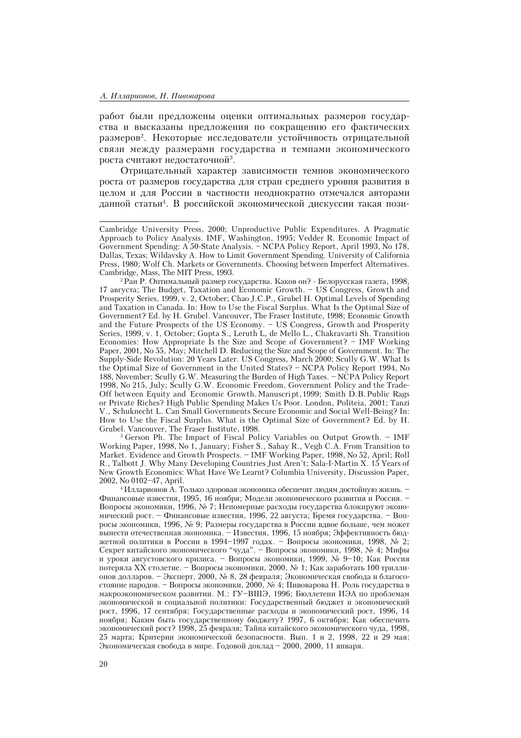работ были предложены оценки оптимальных размеров государства и высказаны предложения по сокращению его фактических размеров[2]. Некоторые исследователи устойчивость отрицательной связи между размерами государства и темпами экономического роста считают недостаточной[3].

Отрицательный характер зависимости темпов экономического роста от размеров государства для стран среднего уровня развития в целом и для России в частности неоднократно отмечался авторами данной статьи[4]. В российской экономической дискуссии такая пози-

---

Cambridge University Press, 2000; Unproductive Public Expenditures. A Pragmatic Approach to Policy Analysis. IMF, Washington, 1995; Vedder R. Economic Impact of Government Spending: A 50-State Analysis. – NCPA Policy Report, April 1993, No 178, Dallas, Texas; Wildavsky A. How to Limit Government Spending. University of California Press, 1980; Wolf Ch. Markets or Governments. Choosing between Imperfect Alternatives. Cambridge, Mass, The MIT Press, 1993.

[2] Ран Р. Оптимальный размер государства. Каков он? - Белорусская газета, 1998, 17 августа; The Budget, Taxation and Economic Growth. – US Congress, Growth and Prosperity Series, 1999, v. 2, October; Chao J.C.P., Grubel H. Optimal Levels of Spending and Taxation in Canada. In: How to Use the Fiscal Surplus. What Is the Optimal Size of Government? Ed. by H. Grubel. Vancouver, The Fraser Institute, 1998; Economic Growth and the Future Prospects of the US Economy. – US Congress, Growth and Prosperity Series, 1999, v. 1, October; Gupta S., Leruth L, de Mello L., Chakravarti Sh. Transition Economies: How Appropriate Is the Size and Scope of Government? – IMF Working Paper, 2001, No 55, May; Mitchell D. Reducing the Size and Scope of Government. In: The Supply-Side Revolution: 20 Years Later. US Congress, March 2000; Scully G.W. What Is the Optimal Size of Government in the United States? – NCPA Policy Report 1994, No 188, November; Scully G.W. Measuring the Burden of High Taxes. – NCPA Policy Report 1998, No 215, July; Scully G.W. Economic Freedom, Government Policy and the Trade-Off between Equity and Economic Growth. Manuscript, 1999; Smith D.B. Public Rags or Private Riches? High Public Spending Makes Us Poor. London, Politeia, 2001; Tanzi V., Schuknecht L. Can Small Governments Secure Economic and Social Well-Being? In: How to Use the Fiscal Surplus. What is the Optimal Size of Government? Ed. by H. Grubel. Vancouver, The Fraser Institute, 1998.

[3] Gerson Ph. The Impact of Fiscal Policy Variables on Output Growth. – IMF Working Paper, 1998, No 1, January; Fisher S., Sahay R., Vegh C.A. From Transition to Market. Evidence and Growth Prospects. – IMF Working Paper, 1998, No 52, April; Roll R., Talbott J. Why Many Developing Countries Just Aren't; Sala-I-Martin X. 15 Years of New Growth Economics: What Have We Learnt? Columbia University, Discussion Paper, 2002, No 0102–47, April.

[4] Илларионов А. Только здоровая экономика обеспечит людям достойную жизнь. – Финансовые известия, 1995, 16 ноября; Модели экономического развития и Россия. – Вопросы экономики, 1996, № 7; Непомерные расходы государства блокируют экономический рост. – Финансовые известия, 1996, 22 августа; Бремя государства. – Вопросы экономики, 1996, № 9; Размеры государства в России вдвое больше, чем может вынести отечественная экономика. – Известия, 1996, 15 ноября; Эффективность бюджетной политики в России в 1994–1997 годах. – Вопросы экономики, 1998, № 2; Секрет китайского экономического "чуда". – Вопросы экономики, 1998, № 4; Мифы и уроки августовского кризиса. – Вопросы экономики, 1999, № 9–10; Как Россия потеряла XX столетие. – Вопросы экономики, 2000, № 1; Как заработать 100 триллионов долларов. – Эксперт, 2000, № 8, 28 февраля; Экономическая свобода и благосостояние народов. – Вопросы экономики, 2000, № 4; Пивоварова Н. Роль государства в макроэкономическом развитии. М.: ГУ–ВШЭ, 1996; Бюллетени ИЭА по проблемам экономической и социальной политики: Государственный бюджет и экономический рост, 1996, 17 сентября; Государственные расходы и экономический рост, 1996, 14 ноября; Каким быть государственному бюджету? 1997, 6 октября; Как обеспечить экономический рост? 1998, 25 февраля; Тайна китайского экономического чуда, 1998, 25 марта; Критерии экономической безопасности. Вып. 1 и 2, 1998, 22 и 29 мая; Экономическая свобода в мире. Годовой доклад – 2000, 2000, 11 января.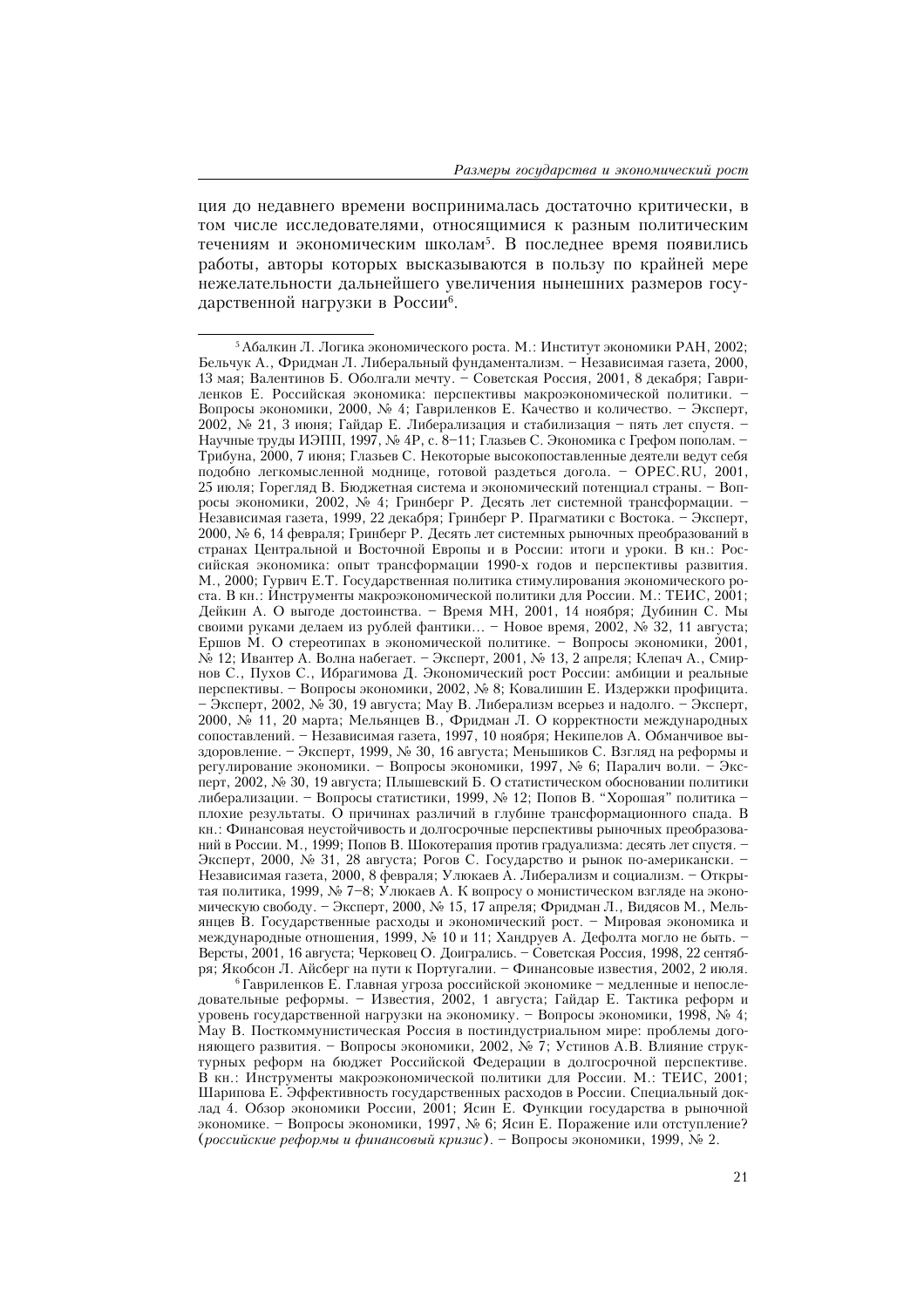ция до недавнего времени воспринималась достаточно критически, в том числе исследователями, относящимися к разным политическим течениям и экономическим школам[5]. В последнее время появились работы, авторы которых высказываются в пользу по крайней мере нежелательности дальнейшего увеличения нынешних размеров государственной нагрузки в России[6].

---

[5] Абалкин Л. Логика экономического роста. М.: Институт экономики РАН, 2002; Бельчук А., Фридман Л. Либеральный фундаментализм. – Независимая газета, 2000, 13 мая; Валентинов Б. Оболгали мечту. – Советская Россия, 2001, 8 декабря; Гавриленков Е. Российская экономика: перспективы макроэкономической политики. – Вопросы экономики, 2000, № 4; Гавриленков Е. Качество и количество. – Эксперт, 2002, № 21, 3 июня; Гайдар Е. Либерализация и стабилизация – пять лет спустя. – Научные труды ИЭПП, 1997, № 4Р, с. 8–11; Глазьев С. Экономика с Грефом пополам. – Трибуна, 2000, 7 июня; Глазьев С. Некоторые высокопоставленные деятели ведут себя подобно легкомысленной моднице, готовой раздеться догола. – OPEC.RU, 2001, 25 июля; Горегляд В. Бюджетная система и экономический потенциал страны. – Вопросы экономики, 2002, № 4; Гринберг Р. Десять лет системной трансформации. – Независимая газета, 1999, 22 декабря; Гринберг Р. Прагматики с Востока. – Эксперт, 2000, № 6, 14 февраля; Гринберг Р. Десять лет системных рыночных преобразований в странах Центральной и Восточной Европы и в России: итоги и уроки. В кн.: Российская экономика: опыт трансформации 1990-х годов и перспективы развития. М., 2000; Гурвич Е.Т. Государственная политика стимулирования экономического роста. В кн.: Инструменты макроэкономической политики для России. М.: ТЕИС, 2001; Дейкин А. О выгоде достоинства. – Время МН, 2001, 14 ноября; Дубинин С. Мы своими руками делаем из рублей фантики... – Новое время, 2002, № 32, 11 августа; Ершов М. О стереотипах в экономической политике. – Вопросы экономики, 2001, № 12; Ивантер А. Волна набегает. – Эксперт, 2001, № 13, 2 апреля; Клепач А., Смирнов С., Пухов С., Ибрагимова Д. Экономический рост России: амбиции и реальные перспективы. – Вопросы экономики, 2002, № 8; Ковалишин Е. Издержки профицита. – Эксперт, 2002, № 30, 19 августа; Мау В. Либерализм всерьез и надолго. – Эксперт, 2000, № 11, 20 марта; Мельянцев В., Фридман Л. О корректности международных сопоставлений. – Независимая газета, 1997, 10 ноября; Некипелов А. Обманчивое выздоровление. – Эксперт, 1999, № 30, 16 августа; Меньшиков С. Взгляд на реформы и регулирование экономики. – Вопросы экономики, 1997, № 6; Паралич воли. – Эксперт, 2002, № 30, 19 августа; Плышевский Б. О статистическом обосновании политики либерализации. – Вопросы статистики, 1999, № 12; Попов В. "Хорошая" политика – плохие результаты. О причинах различий в глубине трансформационного спада. В кн.: Финансовая неустойчивость и долгосрочные перспективы рыночных преобразований в России. М., 1999; Попов В. Шокотерапия против градуализма: десять лет спустя. – Эксперт, 2000, № 31, 28 августа; Рогов С. Государство и рынок по-американски. – Независимая газета, 2000, 8 февраля; Улюкаев А. Либерализм и социализм. – Открытая политика, 1999, № 7–8; Улюкаев А. К вопросу о монистическом взгляде на экономическую свободу. – Эксперт, 2000, № 15, 17 апреля; Фридман Л., Видясов М., Мельянцев В. Государственные расходы и экономический рост. – Мировая экономика и международные отношения, 1999, № 10 и 11; Хандруев А. Дефолта могло не быть. – Версты, 2001, 16 августа; Черковец О. Доигрались. – Советская Россия, 1998, 22 сентября; Якобсон Л. Айсберг на пути к Португалии. – Финансовые известия, 2002, 2 июля.

[6] Гавриленков Е. Главная угроза российской экономике – медленные и непоследовательные реформы. – Известия, 2002, 1 августа; Гайдар Е. Тактика реформ и уровень государственной нагрузки на экономику. – Вопросы экономики, 1998, № 4; Мау В. Посткоммунистическая Россия в постиндустриальном мире: проблемы догоняющего развития. – Вопросы экономики, 2002, № 7; Устинов А.В. Влияние структурных реформ на бюджет Российской Федерации в долгосрочной перспективе. В кн.: Инструменты макроэкономической политики для России. М.: ТЕИС, 2001; Шарипова Е. Эффективность государственных расходов в России. Специальный доклад 4. Обзор экономики России, 2001; Ясин Е. Функции государства в рыночной экономике. – Вопросы экономики, 1997, № 6; Ясин Е. Поражение или отступление? (*российские реформы и финансовый кризис*). – Вопросы экономики, 1999, № 2.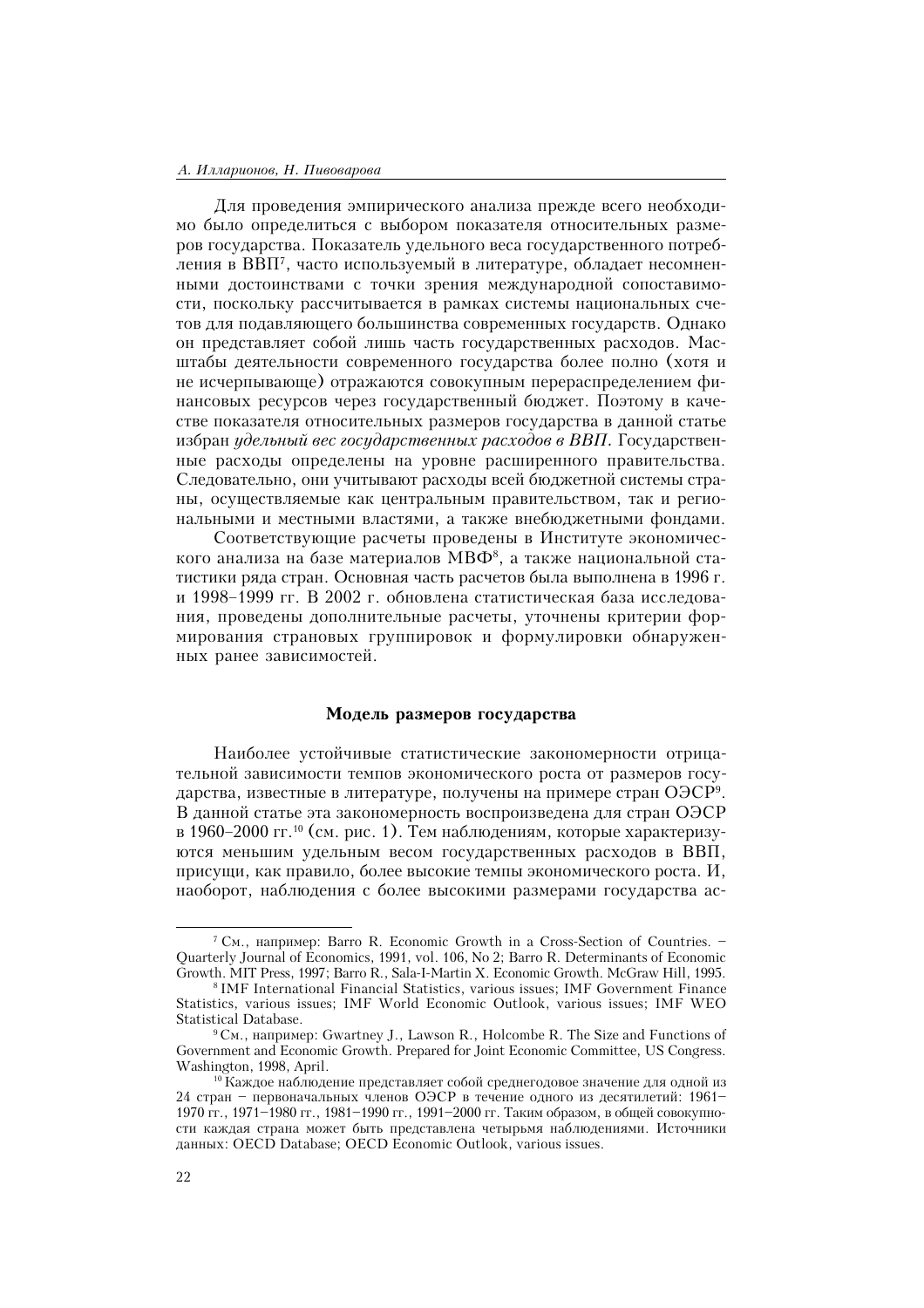Для проведения эмпирического анализа прежде всего необходимо было определиться с выбором показателя относительных размеров государства. Показатель удельного веса государственного потребления в ВВП[7], часто используемый в литературе, обладает несомненными достоинствами с точки зрения международной сопоставимости, поскольку рассчитывается в рамках системы национальных счетов для подавляющего большинства современных государств. Однако он представляет собой лишь часть государственных расходов. Масштабы деятельности современного государства более полно (хотя и не исчерпывающе) отражаются совокупным перераспределением финансовых ресурсов через государственный бюджет. Поэтому в качестве показателя относительных размеров государства в данной статье избран *удельный вес государственных расходов в ВВП.* Государственные расходы определены на уровне расширенного правительства. Следовательно, они учитывают расходы всей бюджетной системы страны, осуществляемые как центральным правительством, так и региональными и местными властями, а также внебюджетными фондами.

Соответствующие расчеты проведены в Институте экономического анализа на базе материалов МВФ[8], а также национальной статистики ряда стран. Основная часть расчетов была выполнена в 1996 г. и 1998–1999 гг. В 2002 г. обновлена статистическая база исследования, проведены дополнительные расчеты, уточнены критерии формирования страновых группировок и формулировки обнаруженных ранее зависимостей.

### Модель размеров государства

Наиболее устойчивые статистические закономерности отрицательной зависимости темпов экономического роста от размеров государства, известные в литературе, получены на примере стран ОЭСР[9]. В данной статье эта закономерность воспроизведена для стран ОЭСР в 1960–2000 гг.[10] (см. рис. 1). Тем наблюдениям, которые характеризуются меньшим удельным весом государственных расходов в ВВП, присущи, как правило, более высокие темпы экономического роста. И, наоборот, наблюдения с более высокими размерами государства ас-

---

[7] См., например: Barro R. Economic Growth in a Cross-Section of Countries. – Quarterly Journal of Economics, 1991, vol. 106, No 2; Barro R. Determinants of Economic Growth. MIT Press, 1997; Barro R., Sala-I-Martin X. Economic Growth. McGraw Hill, 1995.

[8] IMF International Financial Statistics, various issues; IMF Government Finance Statistics, various issues; IMF World Economic Outlook, various issues; IMF WEO Statistical Database.

[9] См., например: Gwartney J., Lawson R., Holcombe R. The Size and Functions of Government and Economic Growth. Prepared for Joint Economic Committee, US Congress. Washington, 1998, April.

[10] Каждое наблюдение представляет собой среднегодовое значение для одной из 24 стран – первоначальных членов ОЭСР в течение одного из десятилетий: 1961–1970 гг., 1971–1980 гг., 1981–1990 гг., 1991–2000 гг. Таким образом, в общей совокупности каждая страна может быть представлена четырьмя наблюдениями. Источники данных: OECD Database; OECD Economic Outlook, various issues.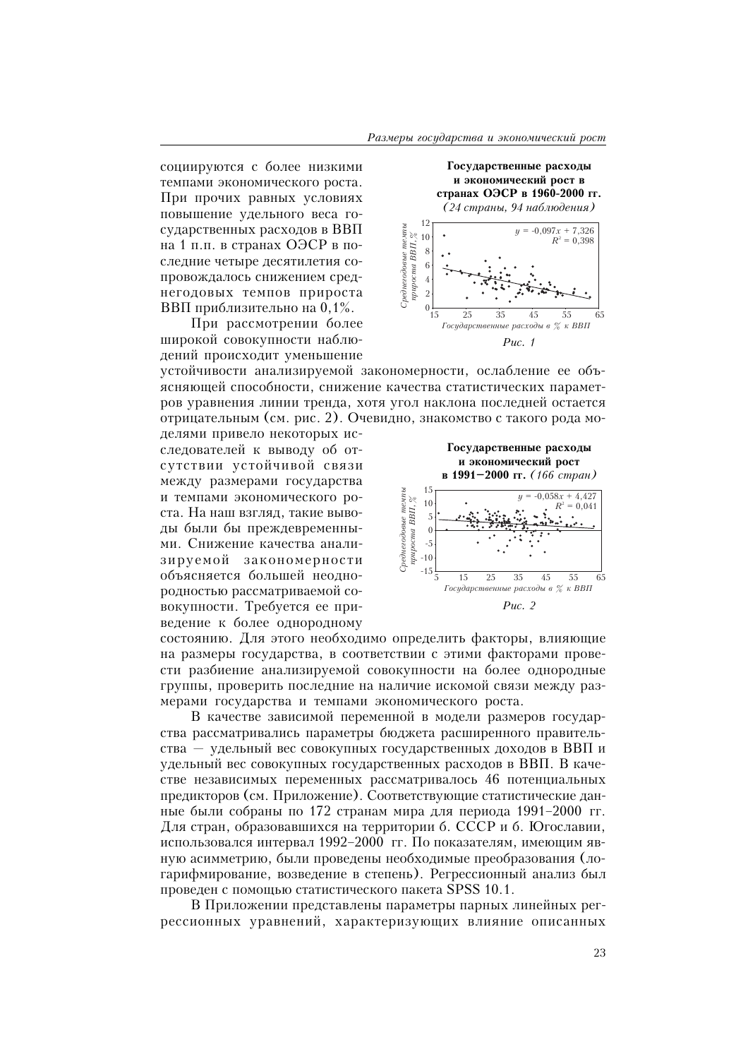социируются с более низкими темпами экономического роста. При прочих равных условиях повышение удельного веса государственных расходов в ВВП на 1 п.п. в странах ОЭСР в последние четыре десятилетия сопровождалось снижением среднегодовых темпов прироста ВВП приблизительно на 0,1%.

**Государственные расходы и экономический рост в странах ОЭСР в 1960-2000 гг.** *(24 страны, 94 наблюдения)*

$y = -0{,}097x + 7{,}326$
$R^2 = 0{,}398$

*Среднегодовые темпы прироста ВВП, %*

*Государственные расходы в % к ВВП*

*Рис. 1*

При рассмотрении более широкой совокупности наблюдений происходит уменьшение устойчивости анализируемой закономерности, ослабление ее объясняющей способности, снижение качества статистических параметров уравнения линии тренда, хотя угол наклона последней остается отрицательным (см. рис. 2). Очевидно, знакомство с такого рода моделями привело некоторых исследователей к выводу об отсутствии устойчивой связи между размерами государства и темпами экономического роста. На наш взгляд, такие выводы были бы преждевременными. Снижение качества анализируемой закономерности объясняется большей неоднородностью рассматриваемой совокупности. Требуется ее приведение к более однородному состоянию. Для этого необходимо определить факторы, влияющие на размеры государства, в соответствии с этими факторами провести разбиение анализируемой совокупности на более однородные группы, проверить последние на наличие искомой связи между размерами государства и темпами экономического роста.

**Государственные расходы и экономический рост в 1991–2000 гг.** *(166 стран)*

$y = -0{,}058x + 4{,}427$
$R^2 = 0{,}041$

*Среднегодовые темпы прироста ВВП, %*

*Государственные расходы в % к ВВП*

*Рис. 2*

В качестве зависимой переменной в модели размеров государства рассматривались параметры бюджета расширенного правительства — удельный вес совокупных государственных доходов в ВВП и удельный вес совокупных государственных расходов в ВВП. В качестве независимых переменных рассматривалось 46 потенциальных предикторов (см. Приложение). Соответствующие статистические данные были собраны по 172 странам мира для периода 1991–2000 гг. Для стран, образовавшихся на территории б. СССР и б. Югославии, использовался интервал 1992–2000 гг. По показателям, имеющим явную асимметрию, были проведены необходимые преобразования (логарифмирование, возведение в степень). Регрессионный анализ был проведен с помощью статистического пакета SPSS 10.1.

В Приложении представлены параметры парных линейных регрессионных уравнений, характеризующих влияние описанных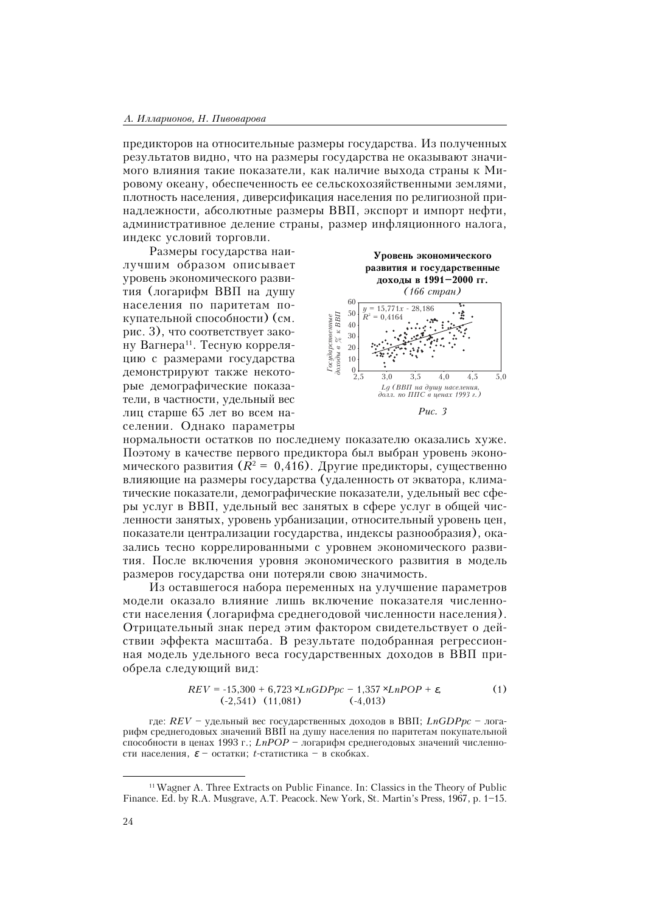предикторов на относительные размеры государства. Из полученных результатов видно, что на размеры государства не оказывают значимого влияния такие показатели, как наличие выхода страны к Мировому океану, обеспеченность ее сельскохозяйственными землями, плотность населения, диверсификация населения по религиозной принадлежности, абсолютные размеры ВВП, экспорт и импорт нефти, административное деление страны, размер инфляционного налога, индекс условий торговли.

Размеры государства наилучшим образом описывает уровень экономического развития (логарифм ВВП на душу населения по паритетам покупательной способности) (см. рис. 3), что соответствует закону Вагнера[11]. Тесную корреляцию с размерами государства демонстрируют также некоторые демографические показатели, в частности, удельный вес лиц старше 65 лет во всем населении. Однако параметры нормальности остатков по последнему показателю оказались хуже. Поэтому в качестве первого предиктора был выбран уровень экономического развития ($R^2 = 0{,}416$). Другие предикторы, существенно влияющие на размеры государства (удаленность от экватора, климатические показатели, демографические показатели, удельный вес сферы услуг в ВВП, удельный вес занятых в сфере услуг в общей численности занятых, уровень урбанизации, относительный уровень цен, показатели централизации государства, индексы разнообразия), оказались тесно коррелированными с уровнем экономического развития. После включения уровня экономического развития в модель размеров государства они потеряли свою значимость.

**Уровень экономического развития и государственные доходы в 1991–2000 гг.**
*(166 стран)*

$y = 15{,}771x - 28{,}186$
$R^2 = 0{,}4164$

*Государственные доходы в % к ВВП*

*Lg (ВВП на душу населения, долл. по ППС в ценах 1993 г.)*

*Рис. 3*

Из оставшегося набора переменных на улучшение параметров модели оказало влияние лишь включение показателя численности населения (логарифма среднегодовой численности населения). Отрицательный знак перед этим фактором свидетельствует о действии эффекта масштаба. В результате подобранная регрессионная модель удельного веса государственных доходов в ВВП приобрела следующий вид:

$$REV = \underset{(-2{,}541)}{-15{,}300} + \underset{(11{,}081)}{6{,}723} \times LnGDPpc - \underset{(-4{,}013)}{1{,}357} \times LnPOP + \varepsilon, \qquad (1)$$

где: $REV$ – удельный вес государственных доходов в ВВП; $LnGDPpc$ – логарифм среднегодовых значений ВВП на душу населения по паритетам покупательной способности в ценах 1993 г.; $LnPOP$ – логарифм среднегодовых значений численности населения, $\varepsilon$ – остатки; $t$-статистика – в скобках.

[11] Wagner A. Three Extracts on Public Finance. In: Classics in the Theory of Public Finance. Ed. by R.A. Musgrave, A.T. Peacock. New York, St. Martin's Press, 1967, p. 1–15.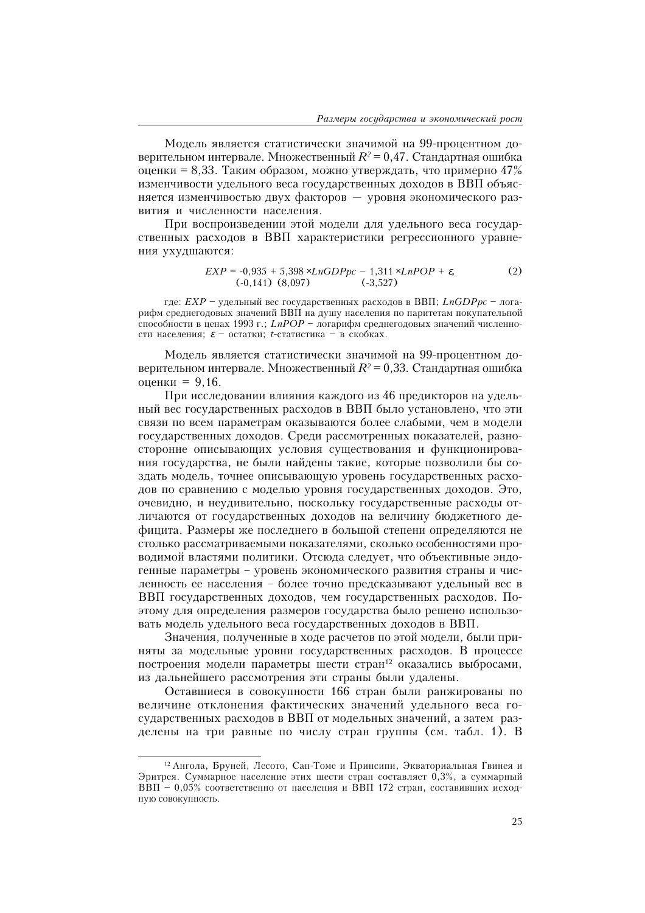Модель является статистически значимой на 99-процентном доверительном интервале. Множественный $R^2 = 0{,}47$. Стандартная ошибка оценки = 8,33. Таким образом, можно утверждать, что примерно 47% изменчивости удельного веса государственных доходов в ВВП объясняется изменчивостью двух факторов — уровня экономического развития и численности населения.

При воспроизведении этой модели для удельного веса государственных расходов в ВВП характеристики регрессионного уравнения ухудшаются:

$$EXP = \underset{(-0{,}141)}{-0{,}935} + \underset{(8{,}097)}{5{,}398} \times LnGDPpc - \underset{(-3{,}527)}{1{,}311} \times LnPOP + \varepsilon, \tag{2}$$

где: $EXP$ – удельный вес государственных расходов в ВВП; $LnGDPpc$ – логарифм среднегодовых значений ВВП на душу населения по паритетам покупательной способности в ценах 1993 г.; $LnPOP$ – логарифм среднегодовых значений численности населения; $\varepsilon$ – остатки; $t$-статистика – в скобках.

Модель является статистически значимой на 99-процентном доверительном интервале. Множественный $R^2 = 0{,}33$. Стандартная ошибка оценки = 9,16.

При исследовании влияния каждого из 46 предикторов на удельный вес государственных расходов в ВВП было установлено, что эти связи по всем параметрам оказываются более слабыми, чем в модели государственных доходов. Среди рассмотренных показателей, разносторонне описывающих условия существования и функционирования государства, не были найдены такие, которые позволили бы создать модель, точнее описывающую уровень государственных расходов по сравнению с моделью уровня государственных доходов. Это, очевидно, и неудивительно, поскольку государственные расходы отличаются от государственных доходов на величину бюджетного дефицита. Размеры же последнего в большой степени определяются не столько рассматриваемыми показателями, сколько особенностями проводимой властями политики. Отсюда следует, что объективные эндогенные параметры – уровень экономического развития страны и численность ее населения – более точно предсказывают удельный вес в ВВП государственных доходов, чем государственных расходов. Поэтому для определения размеров государства было решено использовать модель удельного веса государственных доходов в ВВП.

Значения, полученные в ходе расчетов по этой модели, были приняты за модельные уровни государственных расходов. В процессе построения модели параметры шести стран[12] оказались выбросами, из дальнейшего рассмотрения эти страны были удалены.

Оставшиеся в совокупности 166 стран были ранжированы по величине отклонения фактических значений удельного веса государственных расходов в ВВП от модельных значений, а затем разделены на три равные по числу стран группы (см. табл. 1). В

---

[12] Ангола, Бруней, Лесото, Сан-Томе и Принсипи, Экваториальная Гвинея и Эритрея. Суммарное население этих шести стран составляет 0,3%, а суммарный ВВП – 0,05% соответственно от населения и ВВП 172 стран, составивших исходную совокупность.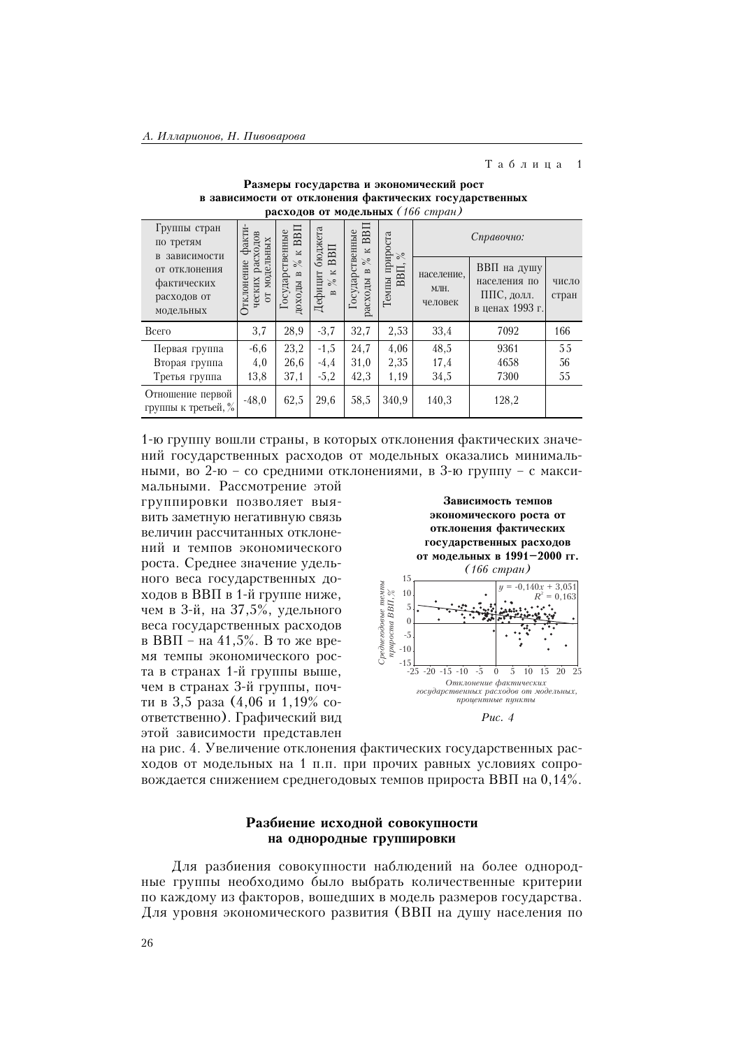Таблица 1

**Размеры государства и экономический рост в зависимости от отклонения фактических государственных расходов от модельных** *(166 стран)*

| Группы стран по третям в зависимости от отклонения фактических расходов от модельных | Отклонение фактических расходов от модельных | Государственные доходы в % к ВВП | Дефицит бюджета в % к ВВП | Государственные расходы в % к ВВП | Темпы прироста ВВП, % | *Справочно:* | | |
|---|---|---|---|---|---|---|---|---|
| | | | | | | население, млн. человек | ВВП на душу населения по ППС, долл. в ценах 1993 г. | число стран |
| Всего | 3,7 | 28,9 | -3,7 | 32,7 | 2,53 | 33,4 | 7092 | 166 |
| Первая группа | -6,6 | 23,2 | -1,5 | 24,7 | 4,06 | 48,5 | 9361 | 55 |
| Вторая группа | 4,0 | 26,6 | -4,4 | 31,0 | 2,35 | 17,4 | 4658 | 56 |
| Третья группа | 13,8 | 37,1 | -5,2 | 42,3 | 1,19 | 34,5 | 7300 | 55 |
| Отношение первой группы к третьей, % | -48,0 | 62,5 | 29,6 | 58,5 | 340,9 | 140,3 | 128,2 | |

1-ю группу вошли страны, в которых отклонения фактических значений государственных расходов от модельных оказались минимальными, во 2-ю – со средними отклонениями, в 3-ю группу – с максимальными. Рассмотрение этой группировки позволяет выявить заметную негативную связь величин рассчитанных отклонений и темпов экономического роста. Среднее значение удельного веса государственных доходов в ВВП в 1-й группе ниже, чем в 3-й, на 37,5%, удельного веса государственных расходов в ВВП – на 41,5%. В то же время темпы экономического роста в странах 1-й группы выше, чем в странах 3-й группы, почти в 3,5 раза (4,06 и 1,19% соответственно). Графический вид этой зависимости представлен на рис. 4. Увеличение отклонения фактических государственных расходов от модельных на 1 п.п. при прочих равных условиях сопровождается снижением среднегодовых темпов прироста ВВП на 0,14%.

**Зависимость темпов экономического роста от отклонения фактических государственных расходов от модельных в 1991–2000 гг.** *(166 стран)*

$y = -0{,}140x + 3{,}051$

$R^2 = 0{,}163$

*Среднегодовые темпы прироста ВВП, %*

*Отклонение фактических государственных расходов от модельных, процентные пункты*

*Рис. 4*

## Разбиение исходной совокупности на однородные группировки

Для разбиения совокупности наблюдений на более однородные группы необходимо было выбрать количественные критерии по каждому из факторов, вошедших в модель размеров государства. Для уровня экономического развития (ВВП на душу населения по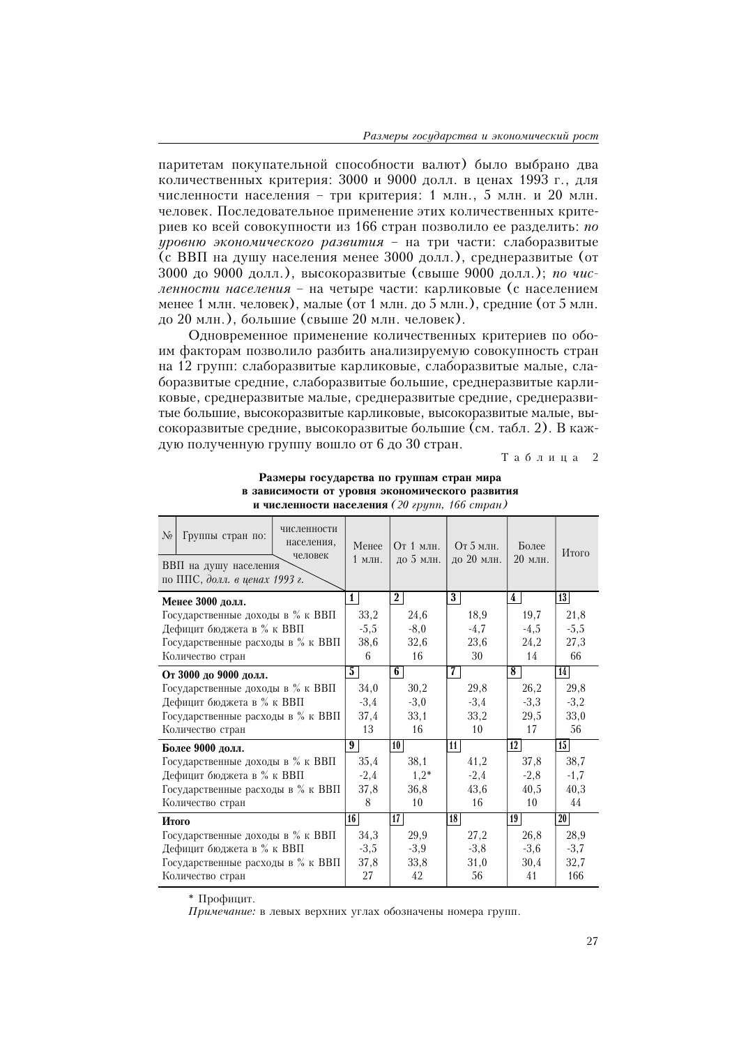паритетам покупательной способности валют) было выбрано два количественных критерия: 3000 и 9000 долл. в ценах 1993 г., для численности населения – три критерия: 1 млн., 5 млн. и 20 млн. человек. Последовательное применение этих количественных критериев ко всей совокупности из 166 стран позволило ее разделить: *по уровню экономического развития* – на три части: слаборазвитые (с ВВП на душу населения менее 3000 долл.), среднеразвитые (от 3000 до 9000 долл.), высокоразвитые (свыше 9000 долл.); *по численности населения* – на четыре части: карликовые (с населением менее 1 млн. человек), малые (от 1 млн. до 5 млн.), средние (от 5 млн. до 20 млн.), большие (свыше 20 млн. человек).

Одновременное применение количественных критериев по обоим факторам позволило разбить анализируемую совокупность стран на 12 групп: слаборазвитые карликовые, слаборазвитые малые, слаборазвитые средние, слаборазвитые большие, среднеразвитые карликовые, среднеразвитые малые, среднеразвитые средние, среднеразвитые большие, высокоразвитые карликовые, высокоразвитые малые, высокоразвитые средние, высокоразвитые большие (см. табл. 2). В каждую полученную группу вошло от 6 до 30 стран.

Таблица 2

**Размеры государства по группам стран мира в зависимости от уровня экономического развития и численности населения** *(20 групп, 166 стран)*

| № Группы стран по: численности населения, человек / ВВП на душу населения по ППС, *долл. в ценах 1993 г.* | Менее 1 млн. | От 1 млн. до 5 млн. | От 5 млн. до 20 млн. | Более 20 млн. | Итого |
|---|---|---|---|---|---|
| **Менее 3000 долл.** | 1 | 2 | 3 | 4 | 13 |
| Государственные доходы в % к ВВП | 33,2 | 24,6 | 18,9 | 19,7 | 21,8 |
| Дефицит бюджета в % к ВВП | -5,5 | -8,0 | -4,7 | -4,5 | -5,5 |
| Государственные расходы в % к ВВП | 38,6 | 32,6 | 23,6 | 24,2 | 27,3 |
| Количество стран | 6 | 16 | 30 | 14 | 66 |
| **От 3000 до 9000 долл.** | 5 | 6 | 7 | 8 | 14 |
| Государственные доходы в % к ВВП | 34,0 | 30,2 | 29,8 | 26,2 | 29,8 |
| Дефицит бюджета в % к ВВП | -3,4 | -3,0 | -3,4 | -3,3 | -3,2 |
| Государственные расходы в % к ВВП | 37,4 | 33,1 | 33,2 | 29,5 | 33,0 |
| Количество стран | 13 | 16 | 10 | 17 | 56 |
| **Более 9000 долл.** | 9 | 10 | 11 | 12 | 15 |
| Государственные доходы в % к ВВП | 35,4 | 38,1 | 41,2 | 37,8 | 38,7 |
| Дефицит бюджета в % к ВВП | -2,4 | 1,2* | -2,4 | -2,8 | -1,7 |
| Государственные расходы в % к ВВП | 37,8 | 36,8 | 43,6 | 40,5 | 40,3 |
| Количество стран | 8 | 10 | 16 | 10 | 44 |
| **Итого** | 16 | 17 | 18 | 19 | 20 |
| Государственные доходы в % к ВВП | 34,3 | 29,9 | 27,2 | 26,8 | 28,9 |
| Дефицит бюджета в % к ВВП | -3,5 | -3,9 | -3,8 | -3,6 | -3,7 |
| Государственные расходы в % к ВВП | 37,8 | 33,8 | 31,0 | 30,4 | 32,7 |
| Количество стран | 27 | 42 | 56 | 41 | 166 |

\* Профицит.

*Примечание:* в левых верхних углах обозначены номера групп.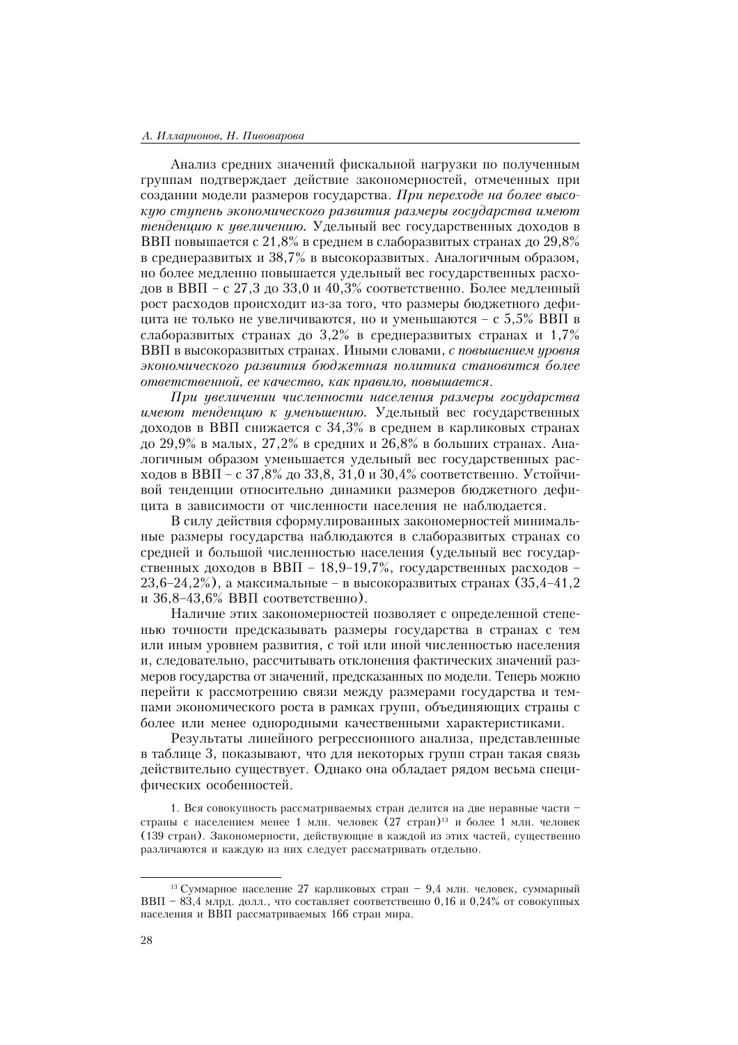Анализ средних значений фискальной нагрузки по полученным группам подтверждает действие закономерностей, отмеченных при создании модели размеров государства. *При переходе на более высокую ступень экономического развития размеры государства имеют тенденцию к увеличению.* Удельный вес государственных доходов в ВВП повышается с 21,8% в среднем в слаборазвитых странах до 29,8% в среднеразвитых и 38,7% в высокоразвитых. Аналогичным образом, но более медленно повышается удельный вес государственных расходов в ВВП – с 27,3 до 33,0 и 40,3% соответственно. Более медленный рост расходов происходит из-за того, что размеры бюджетного дефицита не только не увеличиваются, но и уменьшаются – с 5,5% ВВП в слаборазвитых странах до 3,2% в среднеразвитых странах и 1,7% ВВП в высокоразвитых странах. Иными словами, *с повышением уровня экономического развития бюджетная политика становится более ответственной, ее качество, как правило, повышается.*

*При увеличении численности населения размеры государства имеют тенденцию к уменьшению.* Удельный вес государственных доходов в ВВП снижается с 34,3% в среднем в карликовых странах до 29,9% в малых, 27,2% в средних и 26,8% в больших странах. Аналогичным образом уменьшается удельный вес государственных расходов в ВВП – с 37,8% до 33,8, 31,0 и 30,4% соответственно. Устойчивой тенденции относительно динамики размеров бюджетного дефицита в зависимости от численности населения не наблюдается.

В силу действия сформулированных закономерностей минимальные размеры государства наблюдаются в слаборазвитых странах со средней и большой численностью населения (удельный вес государственных доходов в ВВП – 18,9–19,7%, государственных расходов – 23,6–24,2%), а максимальные – в высокоразвитых странах (35,4–41,2 и 36,8–43,6% ВВП соответственно).

Наличие этих закономерностей позволяет с определенной степенью точности предсказывать размеры государства в странах с тем или иным уровнем развития, с той или иной численностью населения и, следовательно, рассчитывать отклонения фактических значений размеров государства от значений, предсказанных по модели. Теперь можно перейти к рассмотрению связи между размерами государства и темпами экономического роста в рамках групп, объединяющих страны с более или менее однородными качественными характеристиками.

Результаты линейного регрессионного анализа, представленные в таблице 3, показывают, что для некоторых групп стран такая связь действительно существует. Однако она обладает рядом весьма специфических особенностей.

1. Вся совокупность рассматриваемых стран делится на две неравные части – страны с населением менее 1 млн. человек (27 стран)[13] и более 1 млн. человек (139 стран). Закономерности, действующие в каждой из этих частей, существенно различаются и каждую из них следует рассматривать отдельно.

---

[13] Суммарное население 27 карликовых стран – 9,4 млн. человек, суммарный ВВП – 83,4 млрд. долл., что составляет соответственно 0,16 и 0,24% от совокупных населения и ВВП рассматриваемых 166 стран мира.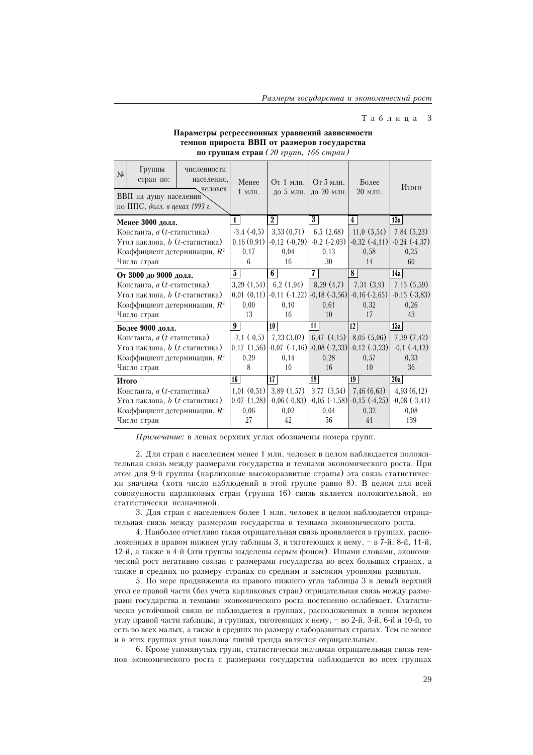Таблица 3

**Параметры регрессионных уравнений зависимости темпов прироста ВВП от размеров государства по группам стран** *(20 групп, 166 стран)*

| № Группы стран по: численности населения, человек / ВВП на душу населения по ППС, *долл. в ценах 1993 г.* | Менее 1 млн. | От 1 млн. до 5 млн. | От 5 млн. до 20 млн. | Более 20 млн. | Итого |
|---|---|---|---|---|---|
| **Менее 3000 долл.** | 1 | 2 | 3 | 4 | 13а |
| Константа, *a* (*t*-статистика) | -3,4 (-0,5) | 3,53 (0,71) | 6,5 (2,68) | 11,0 (5,54) | 7,84 (5,23) |
| Угол наклона, *b* (*t*-статистика) | 0,16 (0,91) | -0,12 (-0,79) | -0,2 (-2,03) | -0,32 (-4,11) | -0,24 (-4,37) |
| Коэффициент детерминации, $R^2$ | 0,17 | 0,04 | 0,13 | 0,58 | 0,25 |
| Число стран | 6 | 16 | 30 | 14 | 60 |
| **От 3000 до 9000 долл.** | 5 | 6 | 7 | 8 | 14а |
| Константа, *a* (*t*-статистика) | 3,29 (1,54) | 6,2 (1,94) | 8,29 (4,7) | 7,31 (3,9) | 7,15 (5,59) |
| Угол наклона, *b* (*t*-статистика) | 0,01 (0,11) | -0,11 (-1,22) | -0,18 (-3,56) | -0,16 (-2,65) | -0,15 (-3,83) |
| Коэффициент детерминации, $R^2$ | 0,00 | 0,10 | 0,61 | 0,32 | 0,26 |
| Число стран | 13 | 16 | 10 | 17 | 43 |
| **Более 9000 долл.** | 9 | 10 | 11 | 12 | 15а |
| Константа, *a* (*t*-статистика) | -2,1 (-0,5) | 7,23 (3,02) | 6,47 (4,15) | 8,05 (5,06) | 7,39 (7,42) |
| Угол наклона, *b* (*t*-статистика) | 0,17 (1,56) | -0,07 (-1,16) | -0,08 (-2,33) | -0,12 (-3,23) | -0,1 (-4,12) |
| Коэффициент детерминации, $R^2$ | 0,29 | 0,14 | 0,28 | 0,57 | 0,33 |
| Число стран | 8 | 10 | 16 | 10 | 36 |
| **Итого** | 16 | 17 | 18 | 19 | 20а |
| Константа, *a* (*t*-статистика) | 1,01 (0,51) | 3,89 (1,57) | 3,77 (3,54) | 7,46 (6,63) | 4,93 (6,12) |
| Угол наклона, *b* (*t*-статистика) | 0,07 (1,28) | -0,06 (-0,83) | -0,05 (-1,58) | -0,15 (-4,25) | -0,08 (-3,41) |
| Коэффициент детерминации, $R^2$ | 0,06 | 0,02 | 0,04 | 0,32 | 0,08 |
| Число стран | 27 | 42 | 56 | 41 | 139 |

*Примечание:* в левых верхних углах обозначены номера групп.

2. Для стран с населением менее 1 млн. человек в целом наблюдается положительная связь между размерами государства и темпами экономического роста. При этом для 9-й группы (карликовые высокоразвитые страны) эта связь статистически значима (хотя число наблюдений в этой группе равно 8). В целом для всей совокупности карликовых стран (группа 16) связь является положительной, но статистически незначимой.

3. Для стран с населением более 1 млн. человек в целом наблюдается отрицательная связь между размерами государства и темпами экономического роста.

4. Наиболее отчетливо такая отрицательная связь проявляется в группах, расположенных в правом нижнем углу таблицы 3, и тяготеющих к нему, – в 7-й, 8-й, 11-й, 12-й, а также в 4-й (эти группы выделены серым фоном). Иными словами, экономический рост негативно связан с размерами государства во всех больших странах, а также в средних по размеру странах со средним и высоким уровнями развития.

5. По мере продвижения из правого нижнего угла таблицы 3 в левый верхний угол ее правой части (без учета карликовых стран) отрицательная связь между размерами государства и темпами экономического роста постепенно ослабевает. Статистически устойчивой связи не наблюдается в группах, расположенных в левом верхнем углу правой части таблицы, и группах, тяготеющих к нему, – во 2-й, 3-й, 6-й и 10-й, то есть во всех малых, а также в средних по размеру слаборазвитых странах. Тем не менее и в этих группах угол наклона линий тренда является отрицательным.

6. Кроме упомянутых групп, статистически значимая отрицательная связь темпов экономического роста с размерами государства наблюдается во всех группах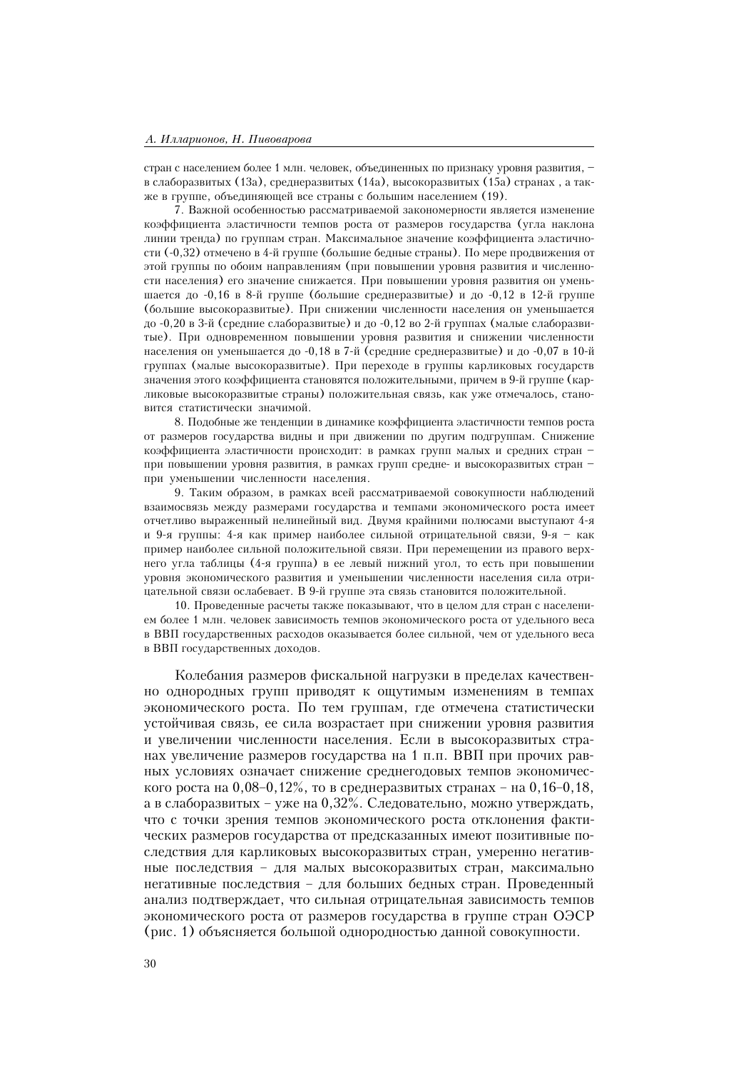стран с населением более 1 млн. человек, объединенных по признаку уровня развития, – в слаборазвитых (13а), среднеразвитых (14а), высокоразвитых (15а) странах , а также в группе, объединяющей все страны с большим населением (19).

7. Важной особенностью рассматриваемой закономерности является изменение коэффициента эластичности темпов роста от размеров государства (угла наклона линии тренда) по группам стран. Максимальное значение коэффициента эластичности (-0,32) отмечено в 4-й группе (большие бедные страны). По мере продвижения от этой группы по обоим направлениям (при повышении уровня развития и численности населения) его значение снижается. При повышении уровня развития он уменьшается до -0,16 в 8-й группе (большие среднеразвитые) и до -0,12 в 12-й группе (большие высокоразвитые). При снижении численности населения он уменьшается до -0,20 в 3-й (средние слаборазвитые) и до -0,12 во 2-й группах (малые слаборазвитые). При одновременном повышении уровня развития и снижении численности населения он уменьшается до -0,18 в 7-й (средние среднеразвитые) и до -0,07 в 10-й группах (малые высокоразвитые). При переходе в группы карликовых государств значения этого коэффициента становятся положительными, причем в 9-й группе (карликовые высокоразвитые страны) положительная связь, как уже отмечалось, становится статистически значимой.

8. Подобные же тенденции в динамике коэффициента эластичности темпов роста от размеров государства видны и при движении по другим подгруппам. Снижение коэффициента эластичности происходит: в рамках групп малых и средних стран – при повышении уровня развития, в рамках групп средне- и высокоразвитых стран – при уменьшении численности населения.

9. Таким образом, в рамках всей рассматриваемой совокупности наблюдений взаимосвязь между размерами государства и темпами экономического роста имеет отчетливо выраженный нелинейный вид. Двумя крайними полюсами выступают 4-я и 9-я группы: 4-я как пример наиболее сильной отрицательной связи, 9-я – как пример наиболее сильной положительной связи. При перемещении из правого верхнего угла таблицы (4-я группа) в ее левый нижний угол, то есть при повышении уровня экономического развития и уменьшении численности населения сила отрицательной связи ослабевает. В 9-й группе эта связь становится положительной.

10. Проведенные расчеты также показывают, что в целом для стран с населением более 1 млн. человек зависимость темпов экономического роста от удельного веса в ВВП государственных расходов оказывается более сильной, чем от удельного веса в ВВП государственных доходов.

Колебания размеров фискальной нагрузки в пределах качественно однородных групп приводят к ощутимым изменениям в темпах экономического роста. По тем группам, где отмечена статистически устойчивая связь, ее сила возрастает при снижении уровня развития и увеличении численности населения. Если в высокоразвитых странах увеличение размеров государства на 1 п.п. ВВП при прочих равных условиях означает снижение среднегодовых темпов экономического роста на 0,08–0,12%, то в среднеразвитых странах – на 0,16–0,18, а в слаборазвитых – уже на 0,32%. Следовательно, можно утверждать, что с точки зрения темпов экономического роста отклонения фактических размеров государства от предсказанных имеют позитивные последствия для карликовых высокоразвитых стран, умеренно негативные последствия – для малых высокоразвитых стран, максимально негативные последствия – для больших бедных стран. Проведенный анализ подтверждает, что сильная отрицательная зависимость темпов экономического роста от размеров государства в группе стран ОЭСР (рис. 1) объясняется большой однородностью данной совокупности.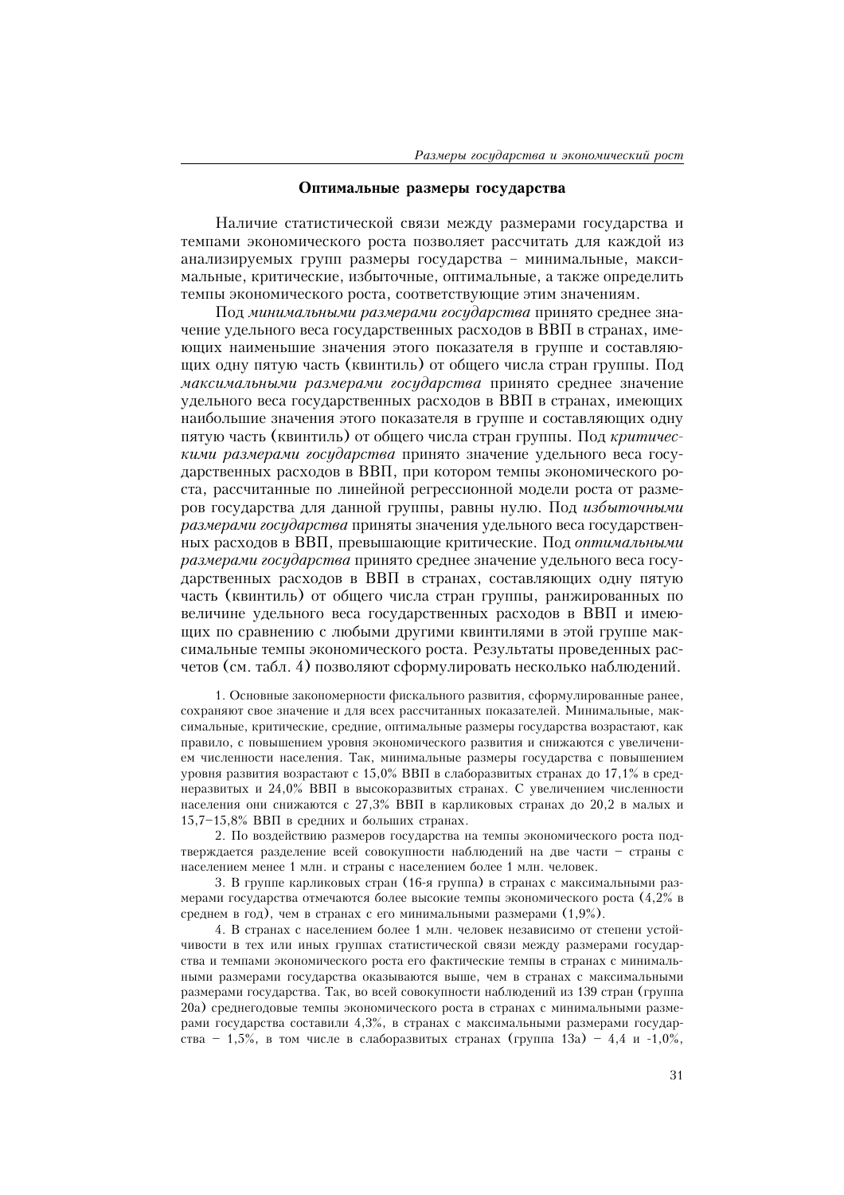## Оптимальные размеры государства

Наличие статистической связи между размерами государства и темпами экономического роста позволяет рассчитать для каждой из анализируемых групп размеры государства – минимальные, максимальные, критические, избыточные, оптимальные, а также определить темпы экономического роста, соответствующие этим значениям.

Под *минимальными размерами государства* принято среднее значение удельного веса государственных расходов в ВВП в странах, имеющих наименьшие значения этого показателя в группе и составляющих одну пятую часть (квинтиль) от общего числа стран группы. Под *максимальными размерами государства* принято среднее значение удельного веса государственных расходов в ВВП в странах, имеющих наибольшие значения этого показателя в группе и составляющих одну пятую часть (квинтиль) от общего числа стран группы. Под *критическими размерами государства* принято значение удельного веса государственных расходов в ВВП, при котором темпы экономического роста, рассчитанные по линейной регрессионной модели роста от размеров государства для данной группы, равны нулю. Под *избыточными размерами государства* приняты значения удельного веса государственных расходов в ВВП, превышающие критические. Под *оптимальными размерами государства* принято среднее значение удельного веса государственных расходов в ВВП в странах, составляющих одну пятую часть (квинтиль) от общего числа стран группы, ранжированных по величине удельного веса государственных расходов в ВВП и имеющих по сравнению с любыми другими квинтилями в этой группе максимальные темпы экономического роста. Результаты проведенных расчетов (см. табл. 4) позволяют сформулировать несколько наблюдений.

1. Основные закономерности фискального развития, сформулированные ранее, сохраняют свое значение и для всех рассчитанных показателей. Минимальные, максимальные, критические, средние, оптимальные размеры государства возрастают, как правило, с повышением уровня экономического развития и снижаются с увеличением численности населения. Так, минимальные размеры государства с повышением уровня развития возрастают с 15,0% ВВП в слаборазвитых странах до 17,1% в среднеразвитых и 24,0% ВВП в высокоразвитых странах. С увеличением численности населения они снижаются с 27,3% ВВП в карликовых странах до 20,2 в малых и 15,7–15,8% ВВП в средних и больших странах.

2. По воздействию размеров государства на темпы экономического роста подтверждается разделение всей совокупности наблюдений на две части – страны с населением менее 1 млн. и страны с населением более 1 млн. человек.

3. В группе карликовых стран (16-я группа) в странах с максимальными размерами государства отмечаются более высокие темпы экономического роста (4,2% в среднем в год), чем в странах с его минимальными размерами (1,9%).

4. В странах с населением более 1 млн. человек независимо от степени устойчивости в тех или иных группах статистической связи между размерами государства и темпами экономического роста его фактические темпы в странах с минимальными размерами государства оказываются выше, чем в странах с максимальными размерами государства. Так, во всей совокупности наблюдений из 139 стран (группа 20а) среднегодовые темпы экономического роста в странах с минимальными размерами государства составили 4,3%, в странах с максимальными размерами государства – 1,5%, в том числе в слаборазвитых странах (группа 13а) – 4,4 и -1,0%,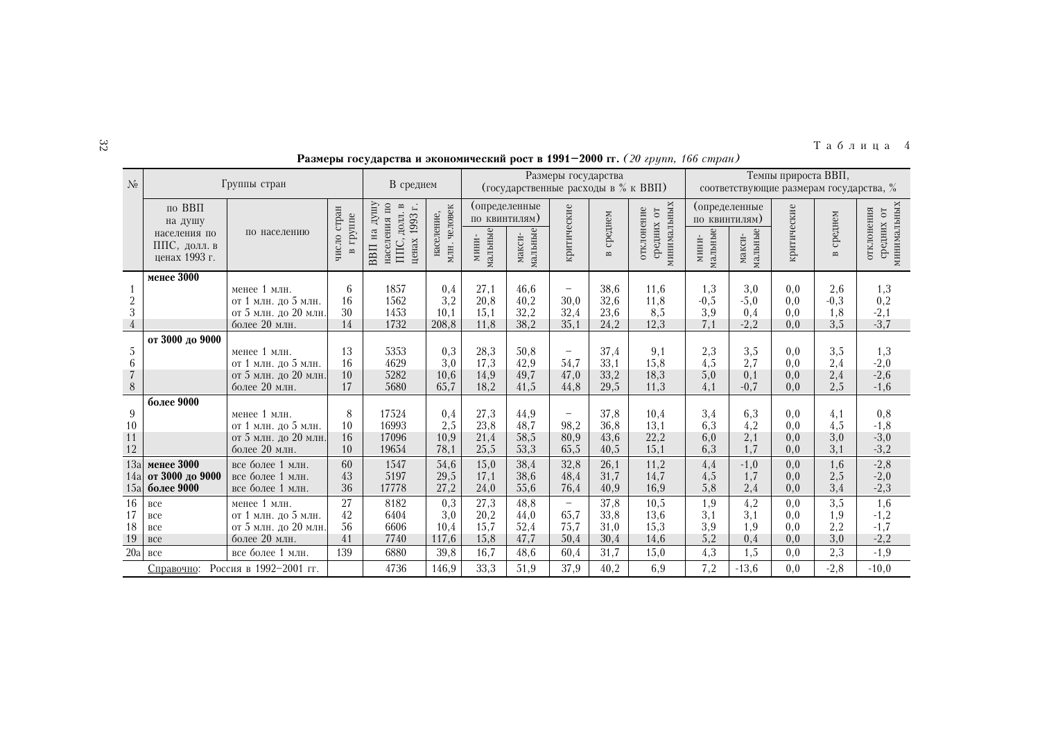Таблица 4

**Размеры государства и экономический рост в 1991–2000 гг.** *(20 групп, 166 стран)*

| № | Группы стран | | | В среднем | | Размеры государства (государственные расходы в % к ВВП) | | | | | Темпы прироста ВВП, соответствующие размерам государства, % | | | | |
|---|---|---|---|---|---|---|---|---|---|---|---|---|---|---|---|
| | по ВВП на душу населения по ППС, долл. в ценах 1993 г. | по населению | число стран в группе | ВВП на душу населения по ППС, долл. в ценах 1993 г. | население, млн. человек | (определенные по квинтилям) мини-мальные | (определенные по квинтилям) макси-мальные | критические | в среднем | отклонение средних от минимальных | (определенные по квинтилям) мини-мальные | (определенные по квинтилям) макси-мальные | критические | в среднем | отклонения средних от минимальных |
| | **менее 3000** | | | | | | | | | | | | | | |
| 1 | | менее 1 млн. | 6 | 1857 | 0,4 | 27,1 | 46,6 | – | 38,6 | 11,6 | 1,3 | 3,0 | 0,0 | 2,6 | 1,3 |
| 2 | | от 1 млн. до 5 млн. | 16 | 1562 | 3,2 | 20,8 | 40,2 | 30,0 | 32,6 | 11,8 | -0,5 | -5,0 | 0,0 | -0,3 | 0,2 |
| 3 | | от 5 млн. до 20 млн. | 30 | 1453 | 10,1 | 15,1 | 32,2 | 32,4 | 23,6 | 8,5 | 3,9 | 0,4 | 0,0 | 1,8 | -2,1 |
| 4 | | более 20 млн. | 14 | 1732 | 208,8 | 11,8 | 38,2 | 35,1 | 24,2 | 12,3 | 7,1 | -2,2 | 0,0 | 3,5 | -3,7 |
| | **от 3000 до 9000** | | | | | | | | | | | | | | |
| 5 | | менее 1 млн. | 13 | 5353 | 0,3 | 28,3 | 50,8 | – | 37,4 | 9,1 | 2,3 | 3,5 | 0,0 | 3,5 | 1,3 |
| 6 | | от 1 млн. до 5 млн. | 16 | 4629 | 3,0 | 17,3 | 42,9 | 54,7 | 33,1 | 15,8 | 4,5 | 2,7 | 0,0 | 2,4 | -2,0 |
| 7 | | от 5 млн. до 20 млн. | 10 | 5282 | 10,6 | 14,9 | 49,7 | 47,0 | 33,2 | 18,3 | 5,0 | 0,1 | 0,0 | 2,4 | -2,6 |
| 8 | | более 20 млн. | 17 | 5680 | 65,7 | 18,2 | 41,5 | 44,8 | 29,5 | 11,3 | 4,1 | -0,7 | 0,0 | 2,5 | -1,6 |
| | **более 9000** | | | | | | | | | | | | | | |
| 9 | | менее 1 млн. | 8 | 17524 | 0,4 | 27,3 | 44,9 | – | 37,8 | 10,4 | 3,4 | 6,3 | 0,0 | 4,1 | 0,8 |
| 10 | | от 1 млн. до 5 млн. | 10 | 16993 | 2,5 | 23,8 | 48,7 | 98,2 | 36,8 | 13,1 | 6,3 | 4,2 | 0,0 | 4,5 | -1,8 |
| 11 | | от 5 млн. до 20 млн. | 16 | 17096 | 10,9 | 21,4 | 58,5 | 80,9 | 43,6 | 22,2 | 6,0 | 2,1 | 0,0 | 3,0 | -3,0 |
| 12 | | более 20 млн. | 10 | 19654 | 78,1 | 25,5 | 53,3 | 65,5 | 40,5 | 15,1 | 6,3 | 1,7 | 0,0 | 3,1 | -3,2 |
| 13а | **менее 3000** | все более 1 млн. | 60 | 1547 | 54,6 | 15,0 | 38,4 | 32,8 | 26,1 | 11,2 | 4,4 | -1,0 | 0,0 | 1,6 | -2,8 |
| 14а | **от 3000 до 9000** | все более 1 млн. | 43 | 5197 | 29,5 | 17,1 | 38,6 | 48,4 | 31,7 | 14,7 | 4,5 | 1,7 | 0,0 | 2,5 | -2,0 |
| 15а | **более 9000** | все более 1 млн. | 36 | 17778 | 27,2 | 24,0 | 55,6 | 76,4 | 40,9 | 16,9 | 5,8 | 2,4 | 0,0 | 3,4 | -2,3 |
| 16 | все | менее 1 млн. | 27 | 8182 | 0,3 | 27,3 | 48,8 | – | 37,8 | 10,5 | 1,9 | 4,2 | 0,0 | 3,5 | 1,6 |
| 17 | все | от 1 млн. до 5 млн. | 42 | 6404 | 3,0 | 20,2 | 44,0 | 65,7 | 33,8 | 13,6 | 3,1 | 3,1 | 0,0 | 1,9 | -1,2 |
| 18 | все | от 5 млн. до 20 млн. | 56 | 6606 | 10,4 | 15,7 | 52,4 | 75,7 | 31,0 | 15,3 | 3,9 | 1,9 | 0,0 | 2,2 | -1,7 |
| 19 | все | более 20 млн. | 41 | 7740 | 117,6 | 15,8 | 47,7 | 50,4 | 30,4 | 14,6 | 5,2 | 0,4 | 0,0 | 3,0 | -2,2 |
| 20а | все | все более 1 млн. | 139 | 6880 | 39,8 | 16,7 | 48,6 | 60,4 | 31,7 | 15,0 | 4,3 | 1,5 | 0,0 | 2,3 | -1,9 |
| | Справочно: Россия в 1992–2001 гг. | | | 4736 | 146,9 | 33,3 | 51,9 | 37,9 | 40,2 | 6,9 | 7,2 | -13,6 | 0,0 | -2,8 | -10,0 |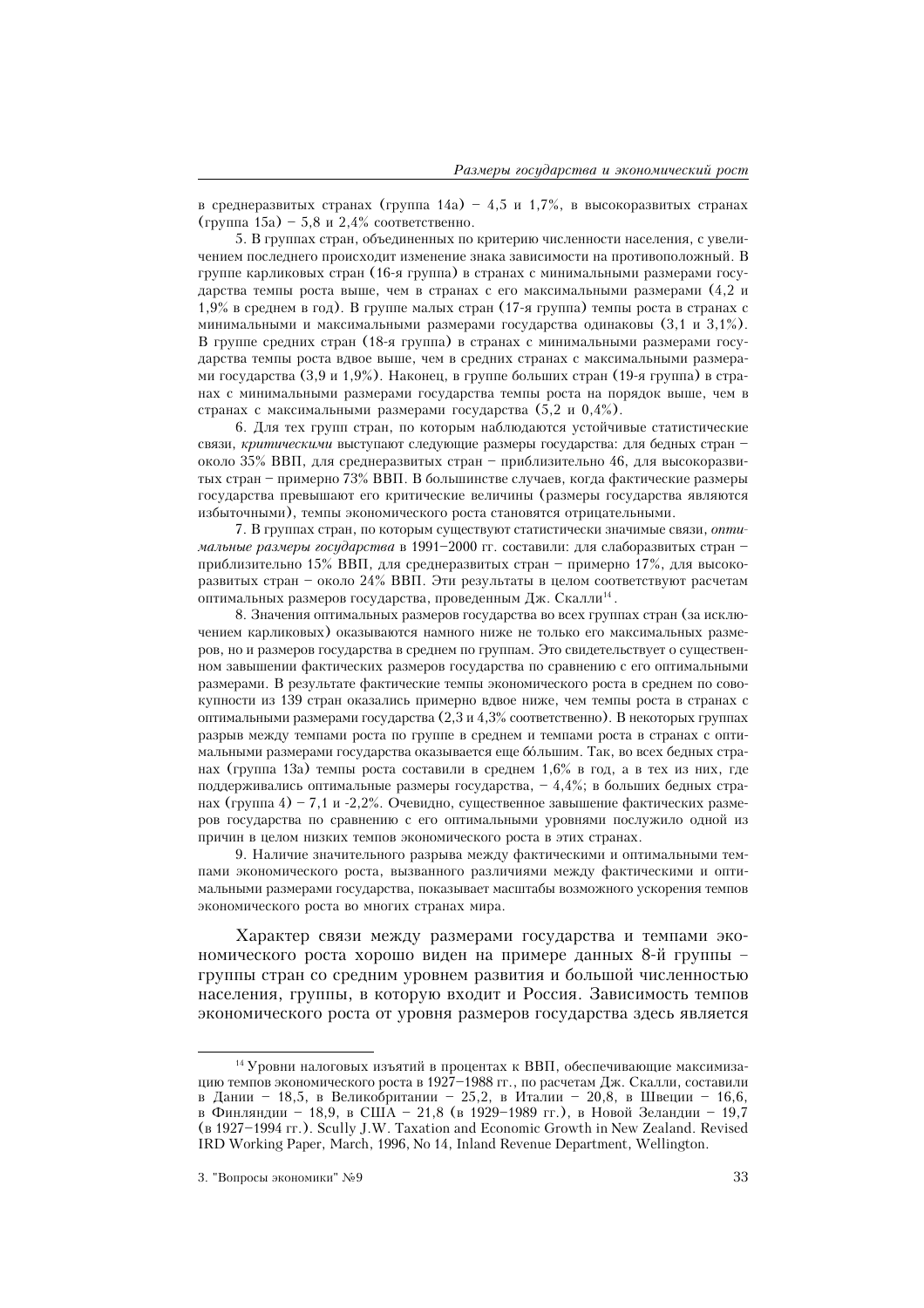в среднеразвитых странах (группа 14а) – 4,5 и 1,7%, в высокоразвитых странах (группа 15а) – 5,8 и 2,4% соответственно.

5. В группах стран, объединенных по критерию численности населения, с увеличением последнего происходит изменение знака зависимости на противоположный. В группе карликовых стран (16-я группа) в странах с минимальными размерами государства темпы роста выше, чем в странах с его максимальными размерами (4,2 и 1,9% в среднем в год). В группе малых стран (17-я группа) темпы роста в странах с минимальными и максимальными размерами государства одинаковы (3,1 и 3,1%). В группе средних стран (18-я группа) в странах с минимальными размерами государства темпы роста вдвое выше, чем в средних странах с максимальными размерами государства (3,9 и 1,9%). Наконец, в группе больших стран (19-я группа) в странах с минимальными размерами государства темпы роста на порядок выше, чем в странах с максимальными размерами государства (5,2 и 0,4%).

6. Для тех групп стран, по которым наблюдаются устойчивые статистические связи, *критическими* выступают следующие размеры государства: для бедных стран – около 35% ВВП, для среднеразвитых стран – приблизительно 46, для высокоразвитых стран – примерно 73% ВВП. В большинстве случаев, когда фактические размеры государства превышают его критические величины (размеры государства являются избыточными), темпы экономического роста становятся отрицательными.

7. В группах стран, по которым существуют статистически значимые связи, *оптимальные размеры государства* в 1991–2000 гг. составили: для слаборазвитых стран – приблизительно 15% ВВП, для среднеразвитых стран – примерно 17%, для высокоразвитых стран – около 24% ВВП. Эти результаты в целом соответствуют расчетам оптимальных размеров государства, проведенным Дж. Скалли[14].

8. Значения оптимальных размеров государства во всех группах стран (за исключением карликовых) оказываются намного ниже не только его максимальных размеров, но и размеров государства в среднем по группам. Это свидетельствует о существенном завышении фактических размеров государства по сравнению с его оптимальными размерами. В результате фактические темпы экономического роста в среднем по совокупности из 139 стран оказались примерно вдвое ниже, чем темпы роста в странах с оптимальными размерами государства (2,3 и 4,3% соответственно). В некоторых группах разрыв между темпами роста по группе в среднем и темпами роста в странах с оптимальными размерами государства оказывается еще бóльшим. Так, во всех бедных странах (группа 13а) темпы роста составили в среднем 1,6% в год, а в тех из них, где поддерживались оптимальные размеры государства, – 4,4%; в больших бедных странах (группа 4) – 7,1 и -2,2%. Очевидно, существенное завышение фактических размеров государства по сравнению с его оптимальными уровнями послужило одной из причин в целом низких темпов экономического роста в этих странах.

9. Наличие значительного разрыва между фактическими и оптимальными темпами экономического роста, вызванного различиями между фактическими и оптимальными размерами государства, показывает масштабы возможного ускорения темпов экономического роста во многих странах мира.

Характер связи между размерами государства и темпами экономического роста хорошо виден на примере данных 8-й группы – группы стран со средним уровнем развития и большой численностью населения, группы, в которую входит и Россия. Зависимость темпов экономического роста от уровня размеров государства здесь является

---

[14] Уровни налоговых изъятий в процентах к ВВП, обеспечивающие максимизацию темпов экономического роста в 1927–1988 гг., по расчетам Дж. Скалли, составили в Дании – 18,5, в Великобритании – 25,2, в Италии – 20,8, в Швеции – 16,6, в Финляндии – 18,9, в США – 21,8 (в 1929–1989 гг.), в Новой Зеландии – 19,7 (в 1927–1994 гг.). Scully J.W. Taxation and Economic Growth in New Zealand. Revised IRD Working Paper, March, 1996, No 14, Inland Revenue Department, Wellington.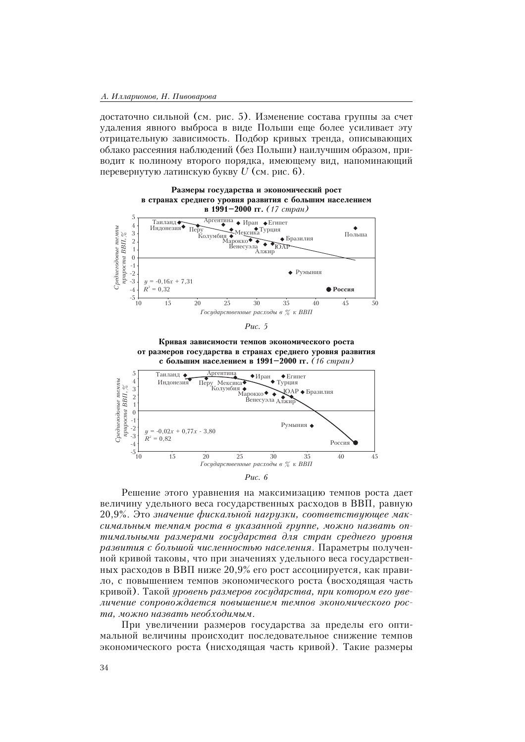достаточно сильной (см. рис. 5). Изменение состава группы за счет удаления явного выброса в виде Польши еще более усиливает эту отрицательную зависимость. Подбор кривых тренда, описывающих облако рассеяния наблюдений (без Польши) наилучшим образом, приводит к полиному второго порядка, имеющему вид, напоминающий перевернутую латинскую букву $U$ (см. рис. 6).

**Размеры государства и экономический рост в странах среднего уровня развития с большим населением в 1991–2000 гг.** *(17 стран)*

Рис. 5

**Кривая зависимости темпов экономического роста от размеров государства в странах среднего уровня развития с большим населением в 1991–2000 гг.** *(16 стран)*

Рис. 6

Решение этого уравнения на максимизацию темпов роста дает величину удельного веса государственных расходов в ВВП, равную 20,9%. Это *значение фискальной нагрузки, соответствующее максимальным темпам роста в указанной группе, можно назвать оптимальными размерами государства для стран среднего уровня развития с большой численностью населения*. Параметры полученной кривой таковы, что при значениях удельного веса государственных расходов в ВВП ниже 20,9% его рост ассоциируется, как правило, с повышением темпов экономического роста (восходящая часть кривой). Такой *уровень размеров государства, при котором его увеличение сопровождается повышением темпов экономического роста, можно назвать необходимым*.

При увеличении размеров государства за пределы его оптимальной величины происходит последовательное снижение темпов экономического роста (нисходящая часть кривой). Такие размеры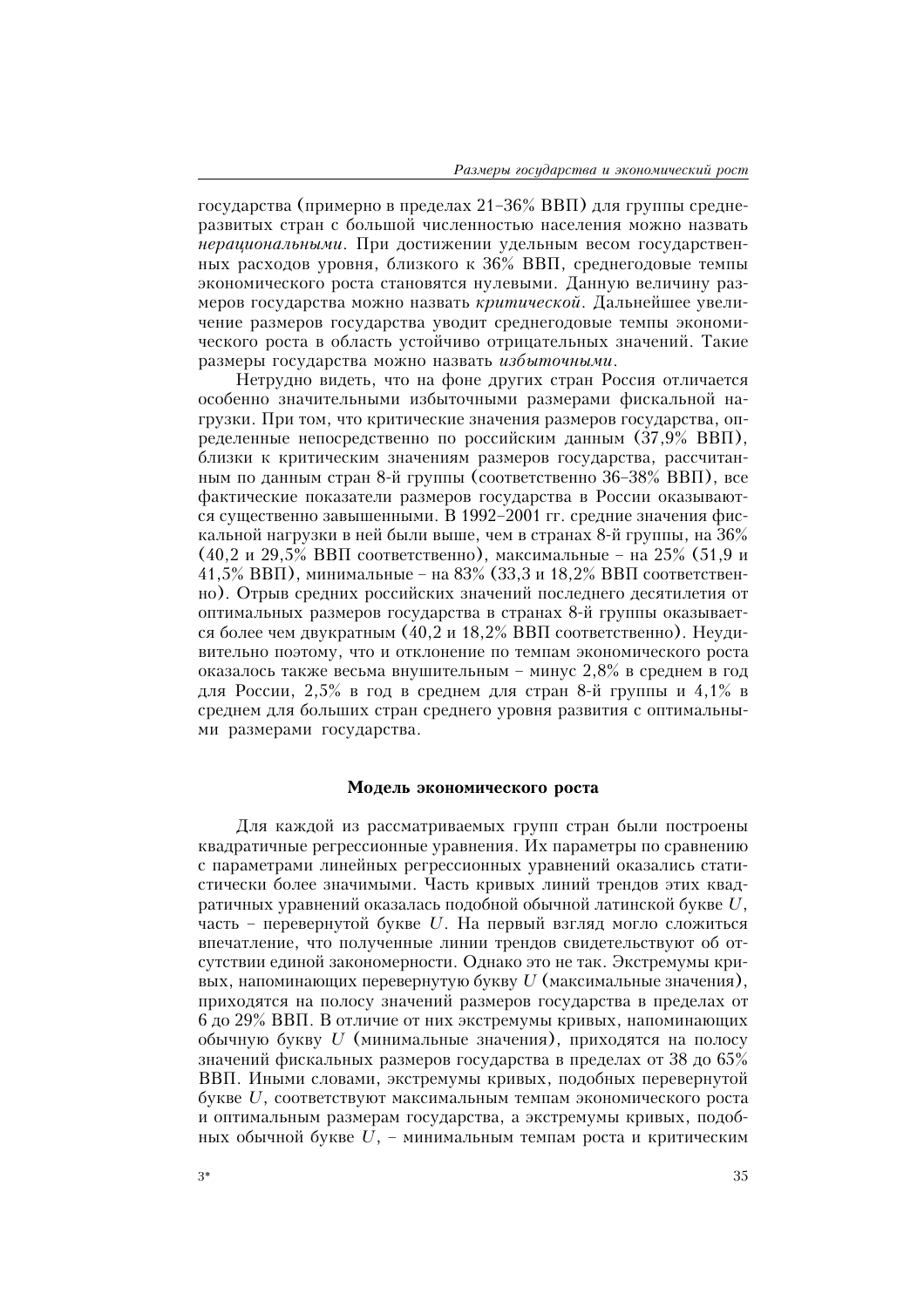государства (примерно в пределах 21–36% ВВП) для группы среднеразвитых стран с большой численностью населения можно назвать *нерациональными*. При достижении удельным весом государственных расходов уровня, близкого к 36% ВВП, среднегодовые темпы экономического роста становятся нулевыми. Данную величину размеров государства можно назвать *критической*. Дальнейшее увеличение размеров государства уводит среднегодовые темпы экономического роста в область устойчиво отрицательных значений. Такие размеры государства можно назвать *избыточными*.

Нетрудно видеть, что на фоне других стран Россия отличается особенно значительными избыточными размерами фискальной нагрузки. При том, что критические значения размеров государства, определенные непосредственно по российским данным (37,9% ВВП), близки к критическим значениям размеров государства, рассчитанным по данным стран 8-й группы (соответственно 36–38% ВВП), все фактические показатели размеров государства в России оказываются существенно завышенными. В 1992–2001 гг. средние значения фискальной нагрузки в ней были выше, чем в странах 8-й группы, на 36% (40,2 и 29,5% ВВП соответственно), максимальные – на 25% (51,9 и 41,5% ВВП), минимальные – на 83% (33,3 и 18,2% ВВП соответственно). Отрыв средних российских значений последнего десятилетия от оптимальных размеров государства в странах 8-й группы оказывается более чем двукратным (40,2 и 18,2% ВВП соответственно). Неудивительно поэтому, что и отклонение по темпам экономического роста оказалось также весьма внушительным – минус 2,8% в среднем в год для России, 2,5% в год в среднем для стран 8-й группы и 4,1% в среднем для больших стран среднего уровня развития с оптимальными размерами государства.

### Модель экономического роста

Для каждой из рассматриваемых групп стран были построены квадратичные регрессионные уравнения. Их параметры по сравнению с параметрами линейных регрессионных уравнений оказались статистически более значимыми. Часть кривых линий трендов этих квадратичных уравнений оказалась подобной обычной латинской букве $U$, часть – перевернутой букве $U$. На первый взгляд могло сложиться впечатление, что полученные линии трендов свидетельствуют об отсутствии единой закономерности. Однако это не так. Экстремумы кривых, напоминающих перевернутую букву $U$ (максимальные значения), приходятся на полосу значений размеров государства в пределах от 6 до 29% ВВП. В отличие от них экстремумы кривых, напоминающих обычную букву $U$ (минимальные значения), приходятся на полосу значений фискальных размеров государства в пределах от 38 до 65% ВВП. Иными словами, экстремумы кривых, подобных перевернутой букве $U$, соответствуют максимальным темпам экономического роста и оптимальным размерам государства, а экстремумы кривых, подобных обычной букве $U$, – минимальным темпам роста и критическим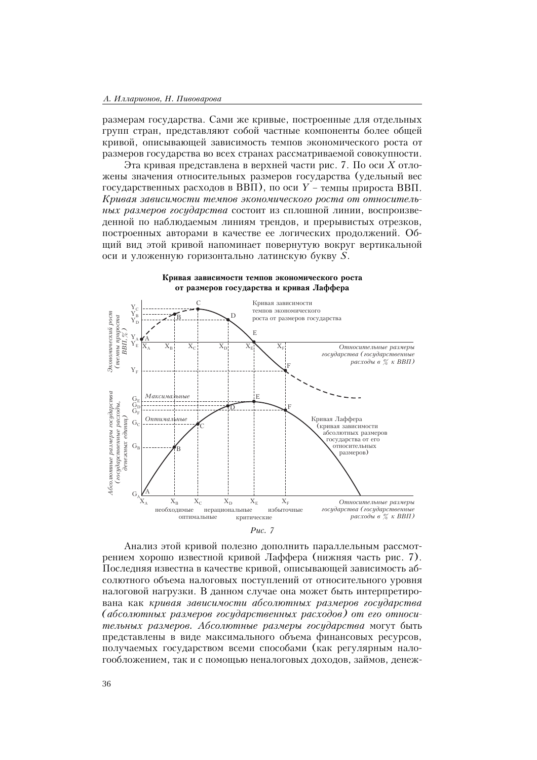размерам государства. Сами же кривые, построенные для отдельных групп стран, представляют собой частные компоненты более общей кривой, описывающей зависимость темпов экономического роста от размеров государства во всех странах рассматриваемой совокупности.

Эта кривая представлена в верхней части рис. 7. По оси $X$ отложены значения относительных размеров государства (удельный вес государственных расходов в ВВП), по оси $Y$ – темпы прироста ВВП. *Кривая зависимости темпов экономического роста от относительных размеров государства* состоит из сплошной линии, воспроизведенной по наблюдаемым линиям трендов, и прерывистых отрезков, построенных авторами в качестве ее логических продолжений. Общий вид этой кривой напоминает повернутую вокруг вертикальной оси и уложенную горизонтально латинскую букву $S$.

**Кривая зависимости темпов экономического роста от размеров государства и кривая Лаффера**

*Рис. 7*

Анализ этой кривой полезно дополнить параллельным рассмотрением хорошо известной кривой Лаффера (нижняя часть рис. 7). Последняя известна в качестве кривой, описывающей зависимость абсолютного объема налоговых поступлений от относительного уровня налоговой нагрузки. В данном случае она может быть интерпретирована как *кривая зависимости абсолютных размеров государства (абсолютных размеров государственных расходов) от его относительных размеров. Абсолютные размеры государства* могут быть представлены в виде максимального объема финансовых ресурсов, получаемых государством всеми способами (как регулярным налогообложением, так и с помощью неналоговых доходов, займов, денеж-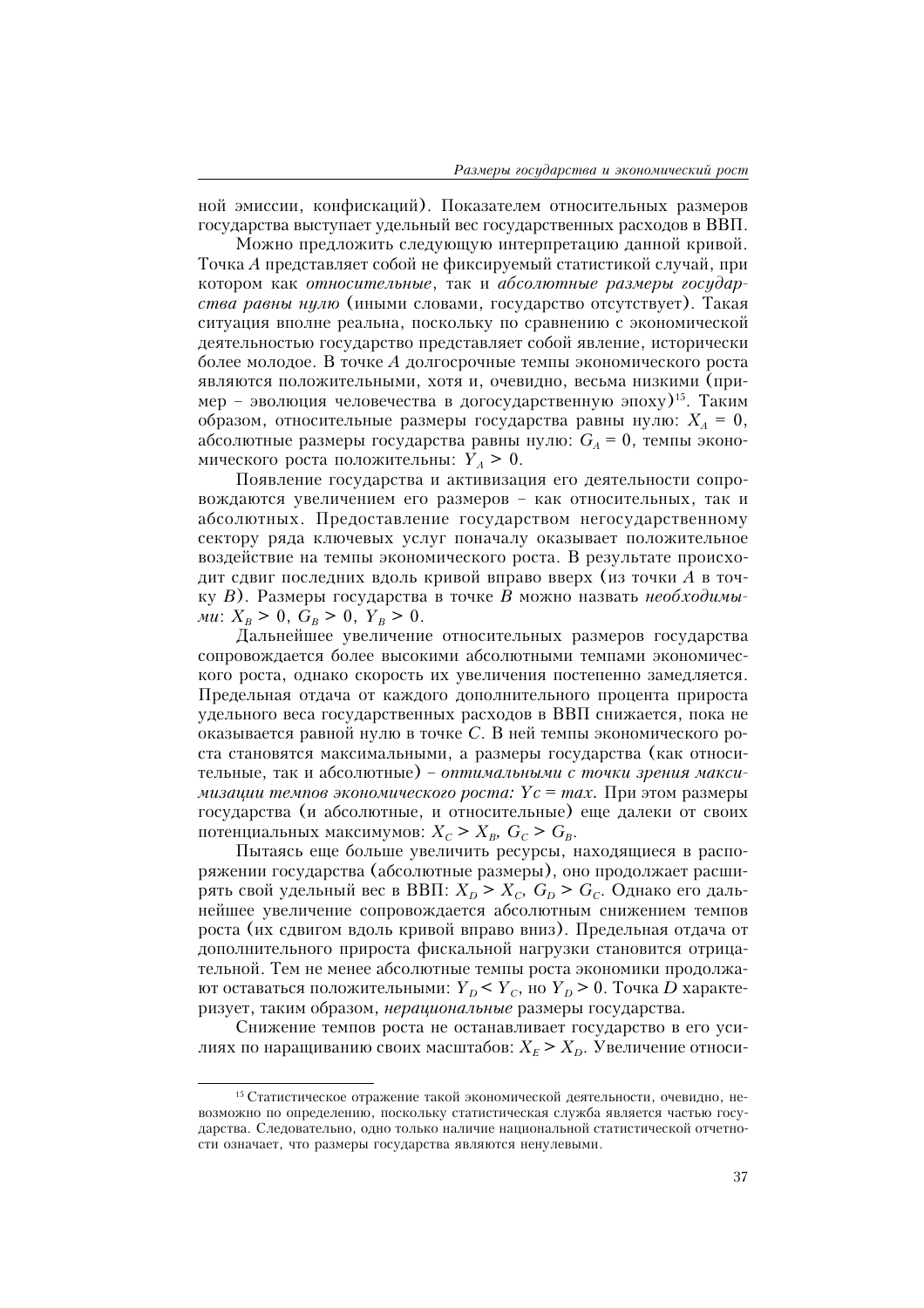ной эмиссии, конфискаций). Показателем относительных размеров государства выступает удельный вес государственных расходов в ВВП.

Можно предложить следующую интерпретацию данной кривой. Точка *A* представляет собой не фиксируемый статистикой случай, при котором как *относительные*, так и *абсолютные размеры государства равны нулю* (иными словами, государство отсутствует). Такая ситуация вполне реальна, поскольку по сравнению с экономической деятельностью государство представляет собой явление, исторически более молодое. В точке *A* долгосрочные темпы экономического роста являются положительными, хотя и, очевидно, весьма низкими (пример – эволюция человечества в догосударственную эпоху)[15]. Таким образом, относительные размеры государства равны нулю: $X_A = 0$, абсолютные размеры государства равны нулю: $G_A = 0$, темпы экономического роста положительны: $Y_A > 0$.

Появление государства и активизация его деятельности сопровождаются увеличением его размеров – как относительных, так и абсолютных. Предоставление государством негосударственному сектору ряда ключевых услуг поначалу оказывает положительное воздействие на темпы экономического роста. В результате происходит сдвиг последних вдоль кривой вправо вверх (из точки *A* в точку *B*). Размеры государства в точке *B* можно назвать *необходимыми*: $X_B > 0$, $G_B > 0$, $Y_B > 0$.

Дальнейшее увеличение относительных размеров государства сопровождается более высокими абсолютными темпами экономического роста, однако скорость их увеличения постепенно замедляется. Предельная отдача от каждого дополнительного процента прироста удельного веса государственных расходов в ВВП снижается, пока не оказывается равной нулю в точке *C*. В ней темпы экономического роста становятся максимальными, а размеры государства (как относительные, так и абсолютные) – *оптимальными с точки зрения максимизации темпов экономического роста:* $Yc = max$*.* При этом размеры государства (и абсолютные, и относительные) еще далеки от своих потенциальных максимумов: $X_C > X_B$, $G_C > G_B$.

Пытаясь еще больше увеличить ресурсы, находящиеся в распоряжении государства (абсолютные размеры), оно продолжает расширять свой удельный вес в ВВП: $X_D > X_C$, $G_D > G_C$. Однако его дальнейшее увеличение сопровождается абсолютным снижением темпов роста (их сдвигом вдоль кривой вправо вниз). Предельная отдача от дополнительного прироста фискальной нагрузки становится отрицательной. Тем не менее абсолютные темпы роста экономики продолжают оставаться положительными: $Y_D < Y_C$, но $Y_D > 0$. Точка *D* характеризует, таким образом, *нерациональные* размеры государства.

Снижение темпов роста не останавливает государство в его усилиях по наращиванию своих масштабов: $X_E > X_D$. Увеличение относи-

[15] Статистическое отражение такой экономической деятельности, очевидно, невозможно по определению, поскольку статистическая служба является частью государства. Следовательно, одно только наличие национальной статистической отчетности означает, что размеры государства являются ненулевыми.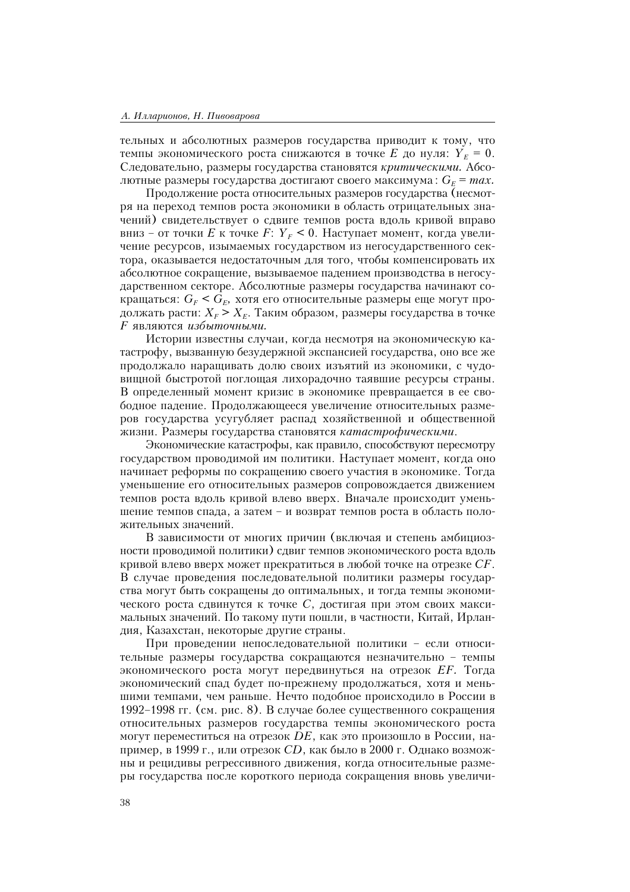тельных и абсолютных размеров государства приводит к тому, что темпы экономического роста снижаются в точке $E$ до нуля: $Y_E = 0$. Следовательно, размеры государства становятся *критическими.* Абсолютные размеры государства достигают своего максимума: $G_E = max$.

Продолжение роста относительных размеров государства (несмотря на переход темпов роста экономики в область отрицательных значений) свидетельствует о сдвиге темпов роста вдоль кривой вправо вниз – от точки $E$ к точке $F$: $Y_F < 0$. Наступает момент, когда увеличение ресурсов, изымаемых государством из негосударственного сектора, оказывается недостаточным для того, чтобы компенсировать их абсолютное сокращение, вызываемое падением производства в негосударственном секторе. Абсолютные размеры государства начинают сокращаться: $G_F < G_E$, хотя его относительные размеры еще могут продолжать расти: $X_F > X_E$. Таким образом, размеры государства в точке $F$ являются *избыточными.*

Истории известны случаи, когда несмотря на экономическую катастрофу, вызванную безудержной экспансией государства, оно все же продолжало наращивать долю своих изъятий из экономики, с чудовищной быстротой поглощая лихорадочно таявшие ресурсы страны. В определенный момент кризис в экономике превращается в ее свободное падение. Продолжающееся увеличение относительных размеров государства усугубляет распад хозяйственной и общественной жизни. Размеры государства становятся *катастрофическими*.

Экономические катастрофы, как правило, способствуют пересмотру государством проводимой им политики. Наступает момент, когда оно начинает реформы по сокращению своего участия в экономике. Тогда уменьшение его относительных размеров сопровождается движением темпов роста вдоль кривой влево вверх. Вначале происходит уменьшение темпов спада, а затем – и возврат темпов роста в область положительных значений.

В зависимости от многих причин (включая и степень амбициозности проводимой политики) сдвиг темпов экономического роста вдоль кривой влево вверх может прекратиться в любой точке на отрезке $CF$. В случае проведения последовательной политики размеры государства могут быть сокращены до оптимальных, и тогда темпы экономического роста сдвинутся к точке $C$, достигая при этом своих максимальных значений. По такому пути пошли, в частности, Китай, Ирландия, Казахстан, некоторые другие страны.

При проведении непоследовательной политики – если относительные размеры государства сокращаются незначительно – темпы экономического роста могут передвинуться на отрезок $EF$. Тогда экономический спад будет по-прежнему продолжаться, хотя и меньшими темпами, чем раньше. Нечто подобное происходило в России в 1992–1998 гг. (см. рис. 8). В случае более существенного сокращения относительных размеров государства темпы экономического роста могут переместиться на отрезок $DE$, как это произошло в России, например, в 1999 г., или отрезок $CD$, как было в 2000 г. Однако возможны и рецидивы регрессивного движения, когда относительные размеры государства после короткого периода сокращения вновь увеличи-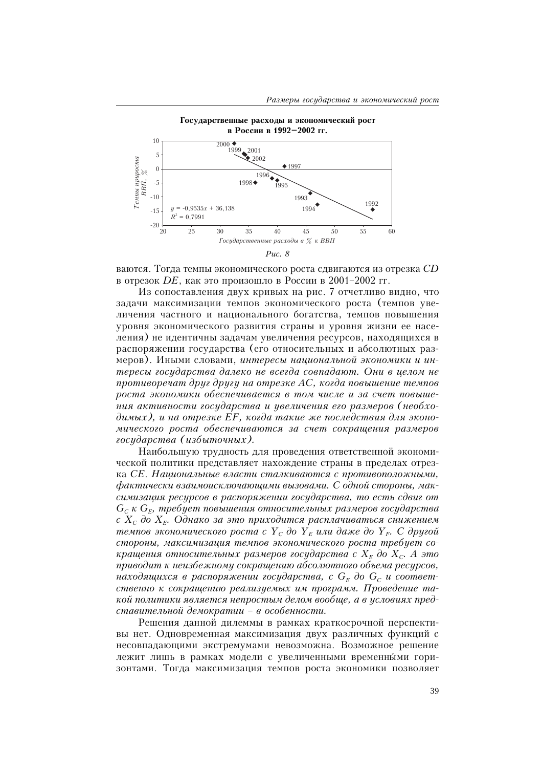**Государственные расходы и экономический рост в России в 1992–2002 гг.**

Рис. 8

ваются. Тогда темпы экономического роста сдвигаются из отрезка *CD* в отрезок *DE*, как это произошло в России в 2001–2002 гг.

Из сопоставления двух кривых на рис. 7 отчетливо видно, что задачи максимизации темпов экономического роста (темпов увеличения частного и национального богатства, темпов повышения уровня экономического развития страны и уровня жизни ее населения) не идентичны задачам увеличения ресурсов, находящихся в распоряжении государства (его относительных и абсолютных размеров). Иными словами, *интересы национальной экономики и интересы государства далеко не всегда совпадают. Они в целом не противоречат друг другу на отрезке AC, когда повышение темпов роста экономики обеспечивается в том числе и за счет повышения активности государства и увеличения его размеров (необходимых), и на отрезке EF, когда такие же последствия для экономического роста обеспечиваются за счет сокращения размеров государства (избыточных).*

Наибольшую трудность для проведения ответственной экономической политики представляет нахождение страны в пределах отрезка *CE*. *Национальные власти сталкиваются с противоположными, фактически взаимоисключающими вызовами. С одной стороны, максимизация ресурсов в распоряжении государства, то есть сдвиг от $G_C$ к $G_E$, требует повышения относительных размеров государства с $X_C$ до $X_E$. Однако за это приходится расплачиваться снижением темпов экономического роста с $Y_C$ до $Y_E$ или даже до $Y_F$. С другой стороны, максимизация темпов экономического роста требует сокращения относительных размеров государства с $X_E$ до $X_C$. А это приводит к неизбежному сокращению абсолютного объема ресурсов, находящихся в распоряжении государства, с $G_E$ до $G_C$ и соответственно к сокращению реализуемых им программ. Проведение такой политики является непростым делом вообще, а в условиях представительной демократии – в особенности.*

Решения данной дилеммы в рамках краткосрочной перспективы нет. Одновременная максимизация двух различных функций с несовпадающими экстремумами невозможна. Возможное решение лежит лишь в рамках модели с увеличенными временны́ми горизонтами. Тогда максимизация темпов роста экономики позволяет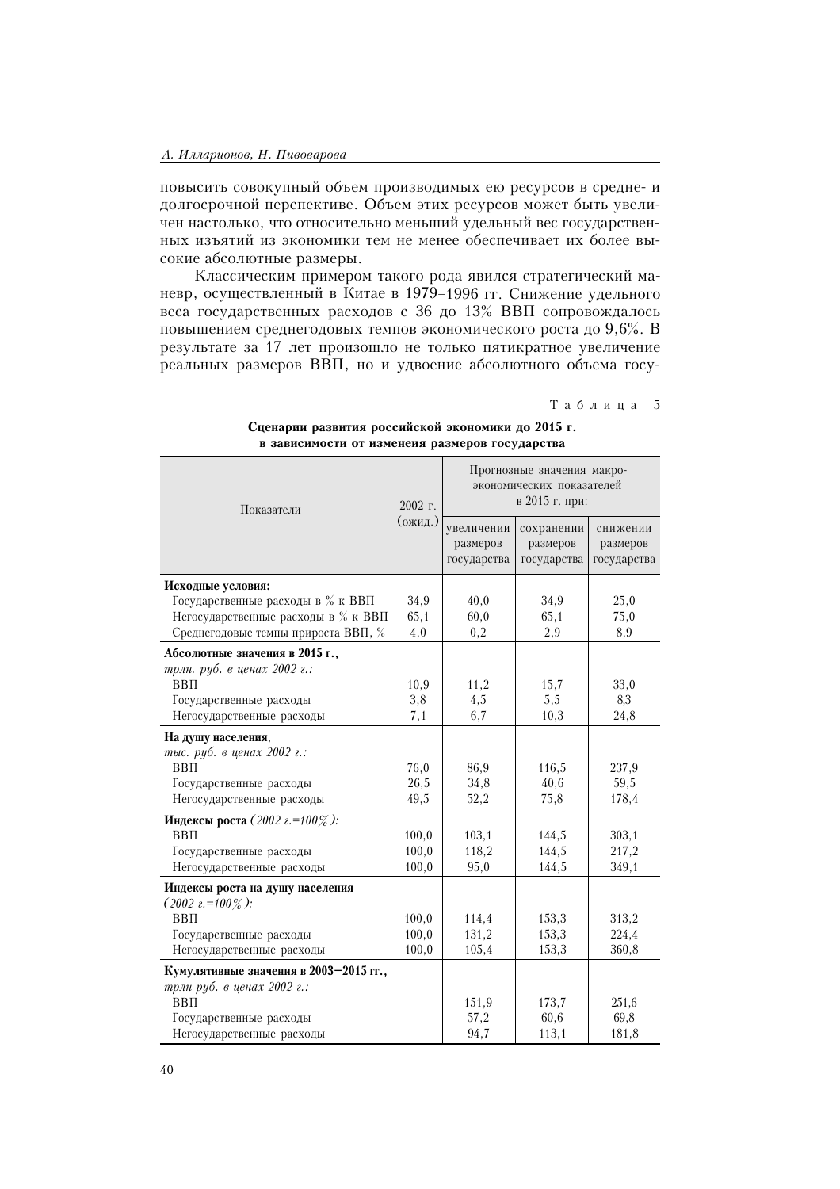повысить совокупный объем производимых ею ресурсов в средне- и долгосрочной перспективе. Объем этих ресурсов может быть увеличен настолько, что относительно меньший удельный вес государственных изъятий из экономики тем не менее обеспечивает их более высокие абсолютные размеры.

Классическим примером такого рода явился стратегический маневр, осуществленный в Китае в 1979–1996 гг. Снижение удельного веса государственных расходов с 36 до 13% ВВП сопровождалось повышением среднегодовых темпов экономического роста до 9,6%. В результате за 17 лет произошло не только пятикратное увеличение реальных размеров ВВП, но и удвоение абсолютного объема госу-

Таблица 5

**Сценарии развития российской экономики до 2015 г. в зависимости от измененя размеров государства**

| Показатели | 2002 г. (ожид.) | Прогнозные значения макроэкономических показателей в 2015 г. при: | | |
|---|---|---|---|---|
| | | увеличении размеров государства | сохранении размеров государства | снижении размеров государства |
| **Исходные условия:** | | | | |
| Государственные расходы в % к ВВП | 34,9 | 40,0 | 34,9 | 25,0 |
| Негосударственные расходы в % к ВВП | 65,1 | 60,0 | 65,1 | 75,0 |
| Среднегодовые темпы прироста ВВП, % | 4,0 | 0,2 | 2,9 | 8,9 |
| **Абсолютные значения в 2015 г.,** *трлн. руб. в ценах 2002 г.:* | | | | |
| ВВП | 10,9 | 11,2 | 15,7 | 33,0 |
| Государственные расходы | 3,8 | 4,5 | 5,5 | 8,3 |
| Негосударственные расходы | 7,1 | 6,7 | 10,3 | 24,8 |
| **На душу населения**, *тыс. руб. в ценах 2002 г.:* | | | | |
| ВВП | 76,0 | 86,9 | 116,5 | 237,9 |
| Государственные расходы | 26,5 | 34,8 | 40,6 | 59,5 |
| Негосударственные расходы | 49,5 | 52,2 | 75,8 | 178,4 |
| **Индексы роста** *(2002 г.=100%)*: | | | | |
| ВВП | 100,0 | 103,1 | 144,5 | 303,1 |
| Государственные расходы | 100,0 | 118,2 | 144,5 | 217,2 |
| Негосударственные расходы | 100,0 | 95,0 | 144,5 | 349,1 |
| **Индексы роста на душу населения** *(2002 г.=100%)*: | | | | |
| ВВП | 100,0 | 114,4 | 153,3 | 313,2 |
| Государственные расходы | 100,0 | 131,2 | 153,3 | 224,4 |
| Негосударственные расходы | 100,0 | 105,4 | 153,3 | 360,8 |
| **Кумулятивные значения в 2003–2015 гг.,** *трлн руб. в ценах 2002 г.:* | | | | |
| ВВП | | 151,9 | 173,7 | 251,6 |
| Государственные расходы | | 57,2 | 60,6 | 69,8 |
| Негосударственные расходы | | 94,7 | 113,1 | 181,8 |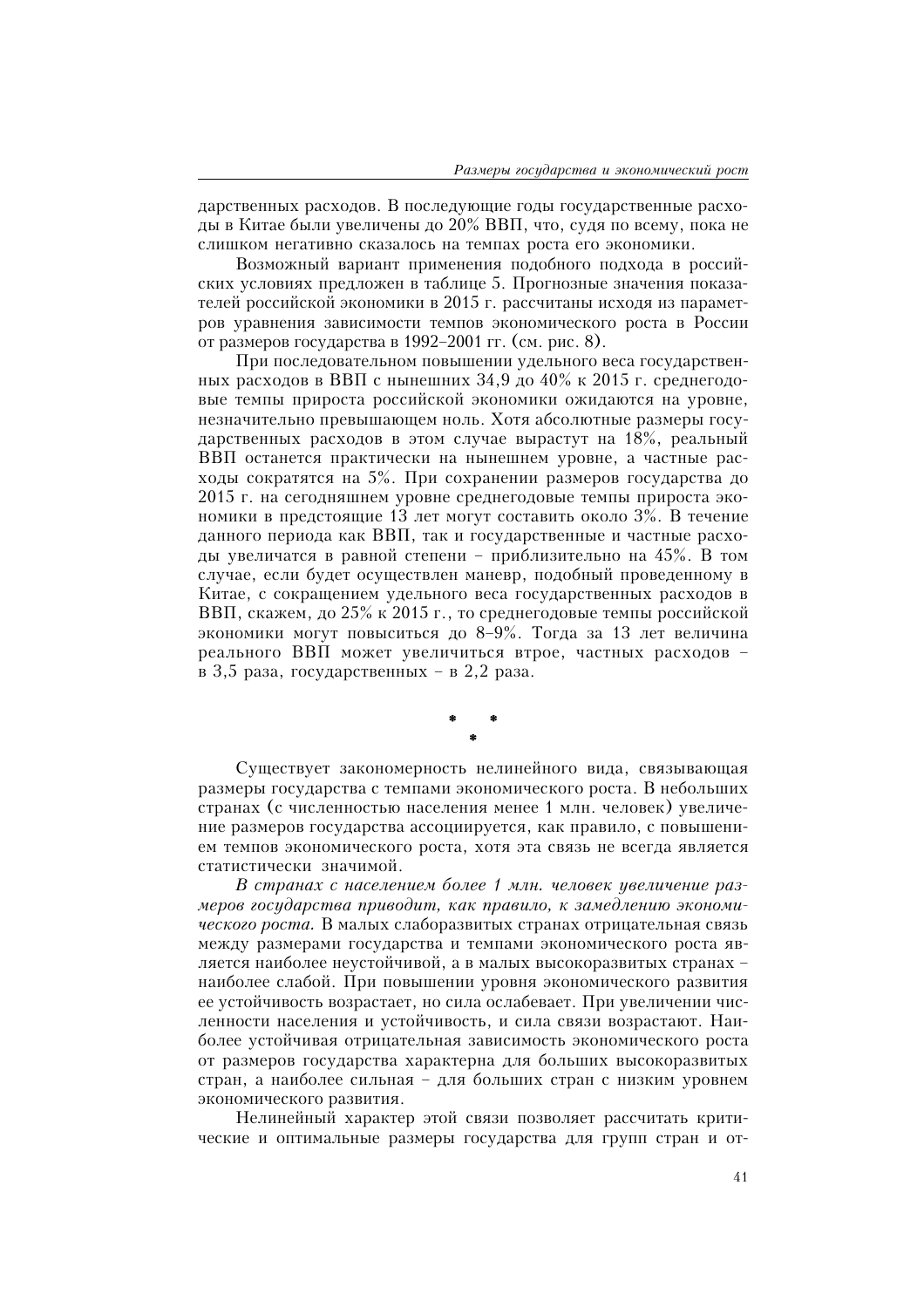дарственных расходов. В последующие годы государственные расходы в Китае были увеличены до 20% ВВП, что, судя по всему, пока не слишком негативно сказалось на темпах роста его экономики.

Возможный вариант применения подобного подхода в российских условиях предложен в таблице 5. Прогнозные значения показателей российской экономики в 2015 г. рассчитаны исходя из параметров уравнения зависимости темпов экономического роста в России от размеров государства в 1992–2001 гг. (см. рис. 8).

При последовательном повышении удельного веса государственных расходов в ВВП с нынешних 34,9 до 40% к 2015 г. среднегодовые темпы прироста российской экономики ожидаются на уровне, незначительно превышающем ноль. Хотя абсолютные размеры государственных расходов в этом случае вырастут на 18%, реальный ВВП останется практически на нынешнем уровне, а частные расходы сократятся на 5%. При сохранении размеров государства до 2015 г. на сегодняшнем уровне среднегодовые темпы прироста экономики в предстоящие 13 лет могут составить около 3%. В течение данного периода как ВВП, так и государственные и частные расходы увеличатся в равной степени – приблизительно на 45%. В том случае, если будет осуществлен маневр, подобный проведенному в Китае, с сокращением удельного веса государственных расходов в ВВП, скажем, до 25% к 2015 г., то среднегодовые темпы российской экономики могут повыситься до 8–9%. Тогда за 13 лет величина реального ВВП может увеличиться втрое, частных расходов – в 3,5 раза, государственных – в 2,2 раза.

\* \* \*

Существует закономерность нелинейного вида, связывающая размеры государства с темпами экономического роста. В небольших странах (с численностью населения менее 1 млн. человек) увеличение размеров государства ассоциируется, как правило, с повышением темпов экономического роста, хотя эта связь не всегда является статистически значимой.

*В странах с населением более 1 млн. человек увеличение размеров государства приводит, как правило, к замедлению экономического роста.* В малых слаборазвитых странах отрицательная связь между размерами государства и темпами экономического роста является наиболее неустойчивой, а в малых высокоразвитых странах – наиболее слабой. При повышении уровня экономического развития ее устойчивость возрастает, но сила ослабевает. При увеличении численности населения и устойчивость, и сила связи возрастают. Наиболее устойчивая отрицательная зависимость экономического роста от размеров государства характерна для больших высокоразвитых стран, а наиболее сильная – для больших стран с низким уровнем экономического развития.

Нелинейный характер этой связи позволяет рассчитать критические и оптимальные размеры государства для групп стран и от-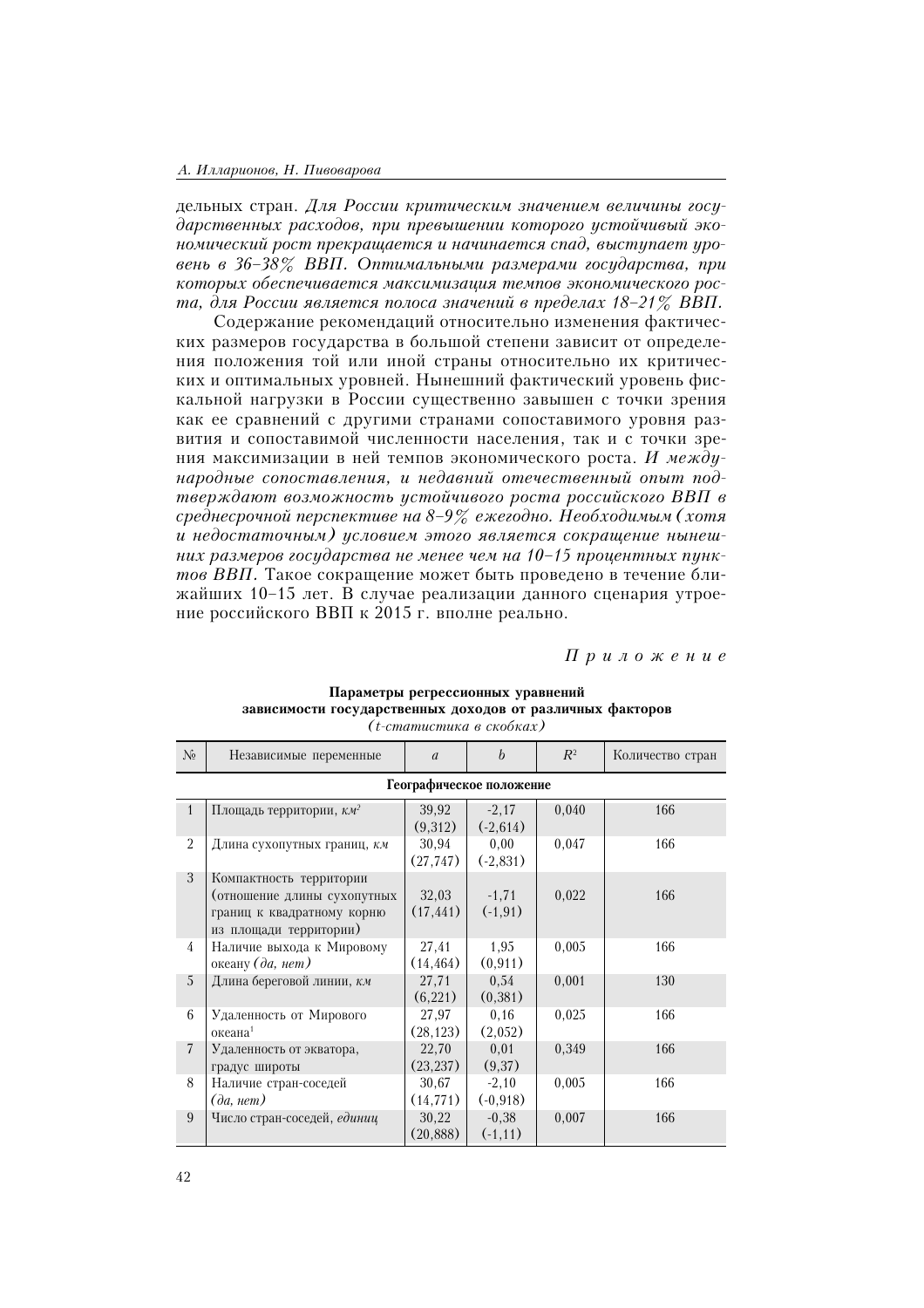дельных стран. *Для России критическим значением величины государственных расходов, при превышении которого устойчивый экономический рост прекращается и начинается спад, выступает уровень в 36–38% ВВП. Оптимальными размерами государства, при которых обеспечивается максимизация темпов экономического роста, для России является полоса значений в пределах 18–21% ВВП.*

Содержание рекомендаций относительно изменения фактических размеров государства в большой степени зависит от определения положения той или иной страны относительно их критических и оптимальных уровней. Нынешний фактический уровень фискальной нагрузки в России существенно завышен с точки зрения как ее сравнений с другими странами сопоставимого уровня развития и сопоставимой численности населения, так и с точки зрения максимизации в ней темпов экономического роста. *И международные сопоставления, и недавний отечественный опыт подтверждают возможность устойчивого роста российского ВВП в среднесрочной перспективе на 8–9% ежегодно. Необходимым (хотя и недостаточным) условием этого является сокращение нынешних размеров государства не менее чем на 10–15 процентных пунктов ВВП.* Такое сокращение может быть проведено в течение ближайших 10–15 лет. В случае реализации данного сценария утроение российского ВВП к 2015 г. вполне реально.

*Приложение*

**Параметры регрессионных уравнений зависимости государственных доходов от различных факторов**
*(t-статистика в скобках)*

| № | Независимые переменные | $a$ | $b$ | $R^2$ | Количество стран |
|---|---|---|---|---|---|
| | **Географическое положение** | | | | |
| 1 | Площадь территории, *км²* | 39,92 (9,312) | -2,17 (-2,614) | 0,040 | 166 |
| 2 | Длина сухопутных границ, *км* | 30,94 (27,747) | 0,00 (-2,831) | 0,047 | 166 |
| 3 | Компактность территории (отношение длины сухопутных границ к квадратному корню из площади территории) | 32,03 (17,441) | -1,71 (-1,91) | 0,022 | 166 |
| 4 | Наличие выхода к Мировому океану *(да, нет)* | 27,41 (14,464) | 1,95 (0,911) | 0,005 | 166 |
| 5 | Длина береговой линии, *км* | 27,71 (6,221) | 0,54 (0,381) | 0,001 | 130 |
| 6 | Удаленность от Мирового океана[1] | 27,97 (28,123) | 0,16 (2,052) | 0,025 | 166 |
| 7 | Удаленность от экватора, градус широты | 22,70 (23,237) | 0,01 (9,37) | 0,349 | 166 |
| 8 | Наличие стран-соседей *(да, нет)* | 30,67 (14,771) | -2,10 (-0,918) | 0,005 | 166 |
| 9 | Число стран-соседей, *единиц* | 30,22 (20,888) | -0,38 (-1,11) | 0,007 | 166 |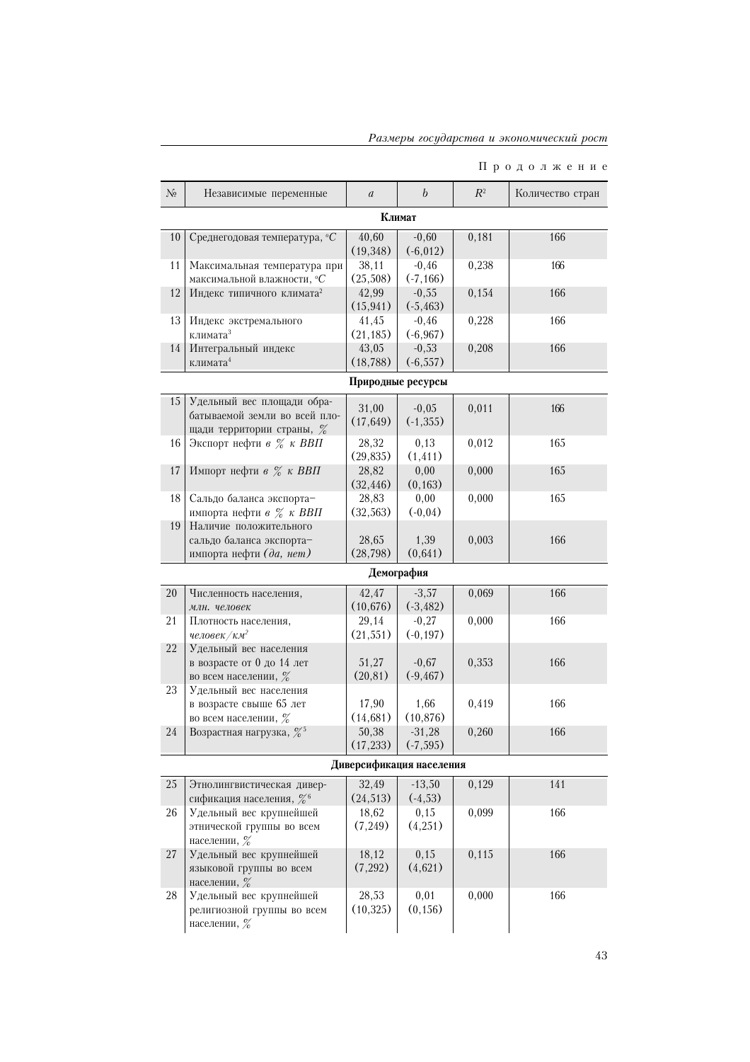П р о д о л ж е н и е

| № | Независимые переменные | $a$ | $b$ | $R^2$ | Количество стран |
|---|---|---|---|---|---|
| | **Климат** | | | | |
| 10 | Среднегодовая температура, °*C* | 40,60 (19,348) | -0,60 (-6,012) | 0,181 | 166 |
| 11 | Максимальная температура при максимальной влажности, °*C* | 38,11 (25,508) | -0,46 (-7,166) | 0,238 | 166 |
| 12 | Индекс типичного климата[2] | 42,99 (15,941) | -0,55 (-5,463) | 0,154 | 166 |
| 13 | Индекс экстремального климата[3] | 41,45 (21,185) | -0,46 (-6,967) | 0,228 | 166 |
| 14 | Интегральный индекс климата[4] | 43,05 (18,788) | -0,53 (-6,557) | 0,208 | 166 |
| | **Природные ресурсы** | | | | |
| 15 | Удельный вес площади обрабатываемой земли во всей площади территории страны, % | 31,00 (17,649) | -0,05 (-1,355) | 0,011 | 166 |
| 16 | Экспорт нефти *в % к ВВП* | 28,32 (29,835) | 0,13 (1,411) | 0,012 | 165 |
| 17 | Импорт нефти *в % к ВВП* | 28,82 (32,446) | 0,00 (0,163) | 0,000 | 165 |
| 18 | Сальдо баланса экспорта–импорта нефти *в % к ВВП* | 28,83 (32,563) | 0,00 (-0,04) | 0,000 | 165 |
| 19 | Наличие положительного сальдо баланса экспорта–импорта нефти *(да, нет)* | 28,65 (28,798) | 1,39 (0,641) | 0,003 | 166 |
| | **Демография** | | | | |
| 20 | Численность населения, *млн. человек* | 42,47 (10,676) | -3,57 (-3,482) | 0,069 | 166 |
| 21 | Плотность населения, *человек/км²* | 29,14 (21,551) | -0,27 (-0,197) | 0,000 | 166 |
| 22 | Удельный вес населения в возрасте от 0 до 14 лет во всем населении, % | 51,27 (20,81) | -0,67 (-9,467) | 0,353 | 166 |
| 23 | Удельный вес населения в возрасте свыше 65 лет во всем населении, % | 17,90 (14,681) | 1,66 (10,876) | 0,419 | 166 |
| 24 | Возрастная нагрузка, %[5] | 50,38 (17,233) | -31,28 (-7,595) | 0,260 | 166 |
| | **Диверсификация населения** | | | | |
| 25 | Этнолингвистическая диверсификация населения, %[6] | 32,49 (24,513) | -13,50 (-4,53) | 0,129 | 141 |
| 26 | Удельный вес крупнейшей этнической группы во всем населении, % | 18,62 (7,249) | 0,15 (4,251) | 0,099 | 166 |
| 27 | Удельный вес крупнейшей языковой группы во всем населении, % | 18,12 (7,292) | 0,15 (4,621) | 0,115 | 166 |
| 28 | Удельный вес крупнейшей религиозной группы во всем населении, % | 28,53 (10,325) | 0,01 (0,156) | 0,000 | 166 |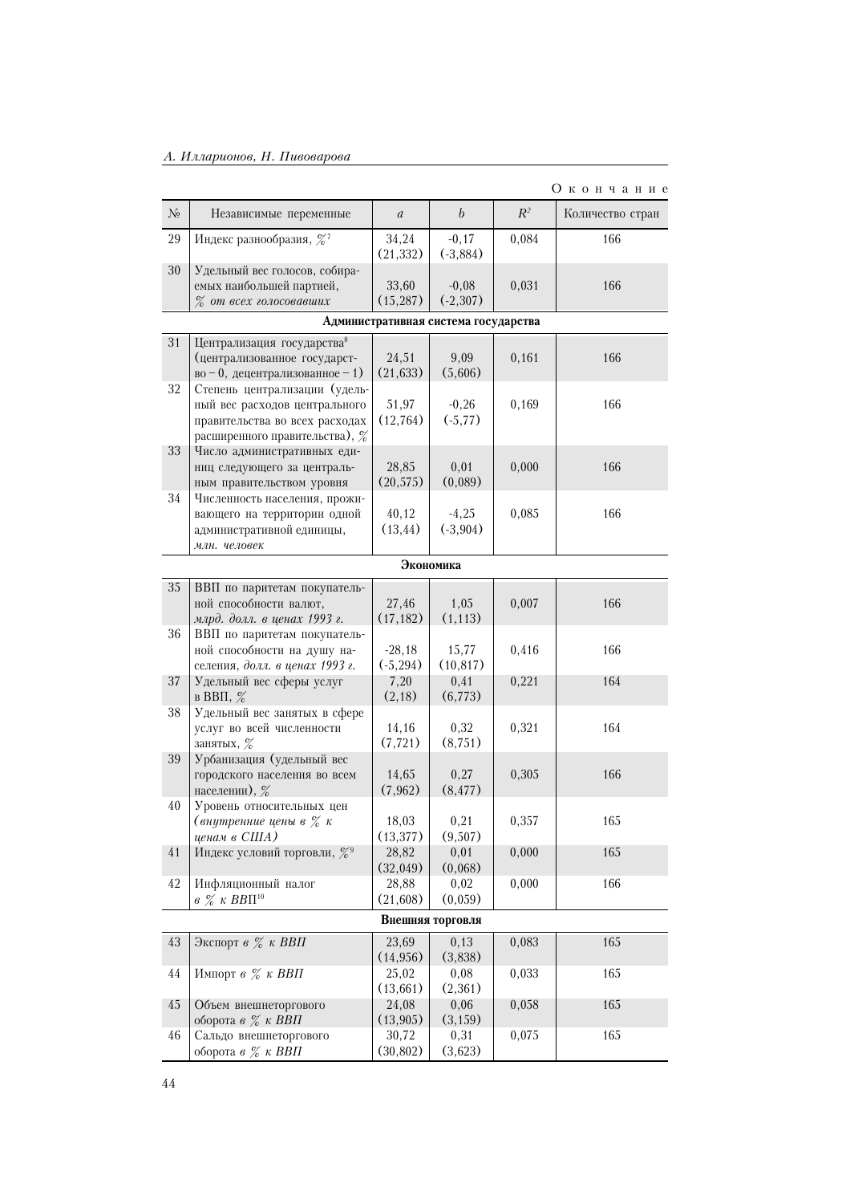Окончание

| № | Независимые переменные | $a$ | $b$ | $R^2$ | Количество стран |
|---|---|---|---|---|---|
| 29 | Индекс разнообразия, %[7] | 34,24 (21,332) | -0,17 (-3,884) | 0,084 | 166 |
| 30 | Удельный вес голосов, собираемых наибольшей партией, *% от всех голосовавших* | 33,60 (15,287) | -0,08 (-2,307) | 0,031 | 166 |
| | **Административная система государства** | | | | |
| 31 | Централизация государства[8] (централизованное государство – 0, децентрализованное – 1) | 24,51 (21,633) | 9,09 (5,606) | 0,161 | 166 |
| 32 | Степень централизации (удельный вес расходов центрального правительства во всех расходах расширенного правительства), % | 51,97 (12,764) | -0,26 (-5,77) | 0,169 | 166 |
| 33 | Число административных единиц следующего за центральным правительством уровня | 28,85 (20,575) | 0,01 (0,089) | 0,000 | 166 |
| 34 | Численность населения, проживающего на территории одной административной единицы, *млн. человек* | 40,12 (13,44) | -4,25 (-3,904) | 0,085 | 166 |
| | **Экономика** | | | | |
| 35 | ВВП по паритетам покупательной способности валют, *млрд. долл. в ценах 1993 г.* | 27,46 (17,182) | 1,05 (1,113) | 0,007 | 166 |
| 36 | ВВП по паритетам покупательной способности на душу населения, *долл. в ценах 1993 г.* | -28,18 (-5,294) | 15,77 (10,817) | 0,416 | 166 |
| 37 | Удельный вес сферы услуг в ВВП, % | 7,20 (2,18) | 0,41 (6,773) | 0,221 | 164 |
| 38 | Удельный вес занятых в сфере услуг во всей численности занятых, % | 14,16 (7,721) | 0,32 (8,751) | 0,321 | 164 |
| 39 | Урбанизация (удельный вес городского населения во всем населении), % | 14,65 (7,962) | 0,27 (8,477) | 0,305 | 166 |
| 40 | Уровень относительных цен *(внутренние цены в % к ценам в США)* | 18,03 (13,377) | 0,21 (9,507) | 0,357 | 165 |
| 41 | Индекс условий торговли, %[9] | 28,82 (32,049) | 0,01 (0,068) | 0,000 | 165 |
| 42 | Инфляционный налог *в % к ВВП*[10] | 28,88 (21,608) | 0,02 (0,059) | 0,000 | 166 |
| | **Внешняя торговля** | | | | |
| 43 | Экспорт *в % к ВВП* | 23,69 (14,956) | 0,13 (3,838) | 0,083 | 165 |
| 44 | Импорт *в % к ВВП* | 25,02 (13,661) | 0,08 (2,361) | 0,033 | 165 |
| 45 | Объем внешнеторгового оборота *в % к ВВП* | 24,08 (13,905) | 0,06 (3,159) | 0,058 | 165 |
| 46 | Сальдо внешнеторгового оборота *в % к ВВП* | 30,72 (30,802) | 0,31 (3,623) | 0,075 | 165 |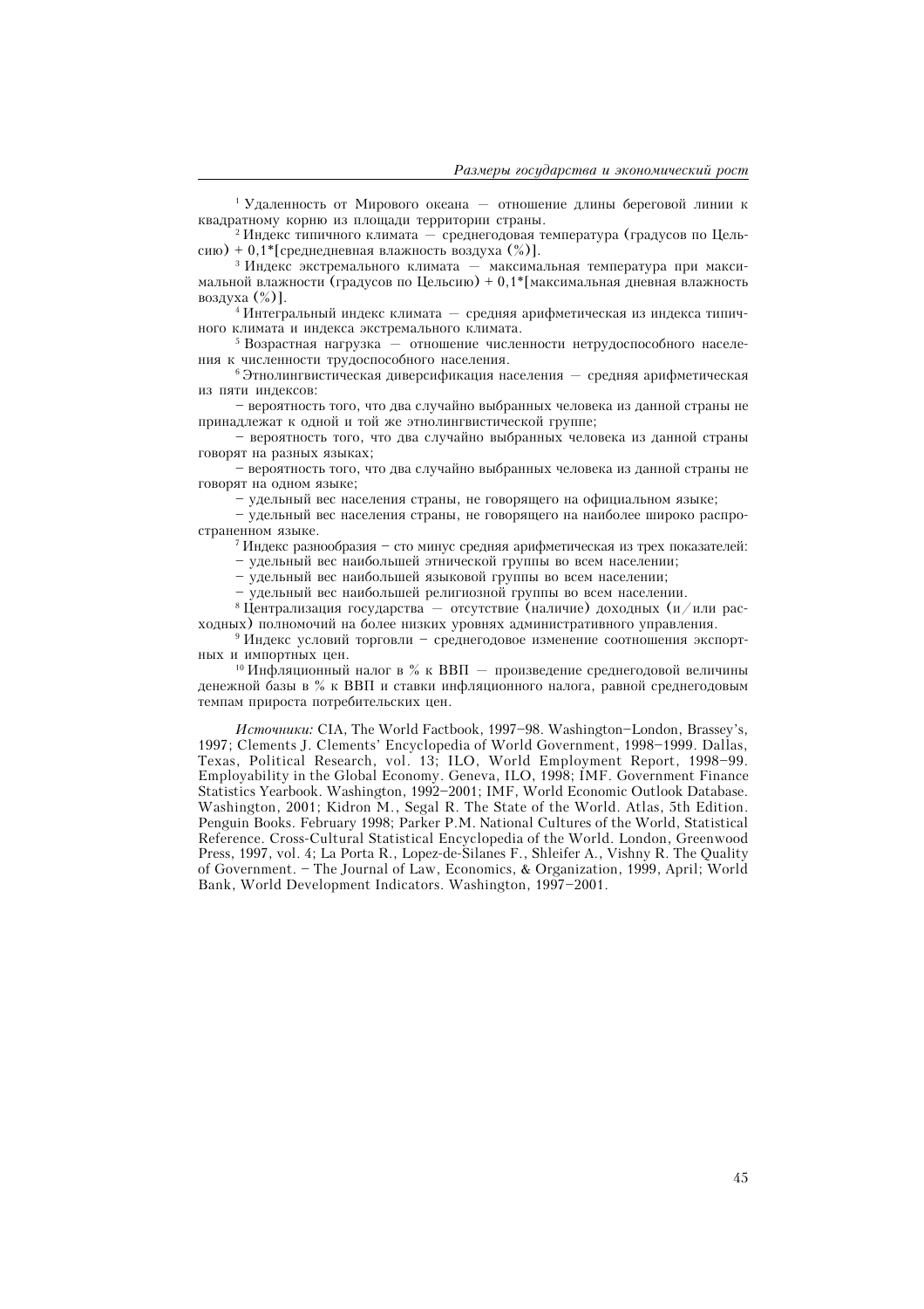[1] Удаленность от Мирового океана — отношение длины береговой линии к квадратному корню из площади территории страны.

[2] Индекс типичного климата — среднегодовая температура (градусов по Цельсию) + 0,1*[среднедневная влажность воздуха (%)].

[3] Индекс экстремального климата — максимальная температура при максимальной влажности (градусов по Цельсию) + 0,1*[максимальная дневная влажность воздуха (%)].

[4] Интегральный индекс климата — средняя арифметическая из индекса типичного климата и индекса экстремального климата.

[5] Возрастная нагрузка — отношение численности нетрудоспособного населения к численности трудоспособного населения.

[6] Этнолингвистическая диверсификация населения — средняя арифметическая из пяти индексов:

– вероятность того, что два случайно выбранных человека из данной страны не принадлежат к одной и той же этнолингвистической группе;

– вероятность того, что два случайно выбранных человека из данной страны говорят на разных языках;

– вероятность того, что два случайно выбранных человека из данной страны не говорят на одном языке;

– удельный вес населения страны, не говорящего на официальном языке;

– удельный вес населения страны, не говорящего на наиболее широко распространенном языке.

[7] Индекс разнообразия – сто минус средняя арифметическая из трех показателей:

– удельный вес наибольшей этнической группы во всем населении;

– удельный вес наибольшей языковой группы во всем населении;

– удельный вес наибольшей религиозной группы во всем населении.

[8] Централизация государства — отсутствие (наличие) доходных (и/или расходных) полномочий на более низких уровнях административного управления.

[9] Индекс условий торговли – среднегодовое изменение соотношения экспортных и импортных цен.

[10] Инфляционный налог в % к ВВП — произведение среднегодовой величины денежной базы в % к ВВП и ставки инфляционного налога, равной среднегодовым темпам прироста потребительских цен.

*Источники:* CIA, The World Factbook, 1997–98. Washington–London, Brassey's, 1997; Clements J. Clements' Encyclopedia of World Government, 1998–1999. Dallas, Texas, Political Research, vol. 13; ILO, World Employment Report, 1998–99. Employability in the Global Economy. Geneva, ILO, 1998; IMF. Government Finance Statistics Yearbook. Washington, 1992–2001; IMF, World Economic Outlook Database. Washington, 2001; Kidron M., Segal R. The State of the World. Atlas, 5th Edition. Penguin Books. February 1998; Parker P.M. National Cultures of the World, Statistical Reference. Cross-Cultural Statistical Encyclopedia of the World. London, Greenwood Press, 1997, vol. 4; La Porta R., Lopez-de-Silanes F., Shleifer A., Vishny R. The Quality of Government. – The Journal of Law, Economics, & Organization, 1999, April; World Bank, World Development Indicators. Washington, 1997–2001.